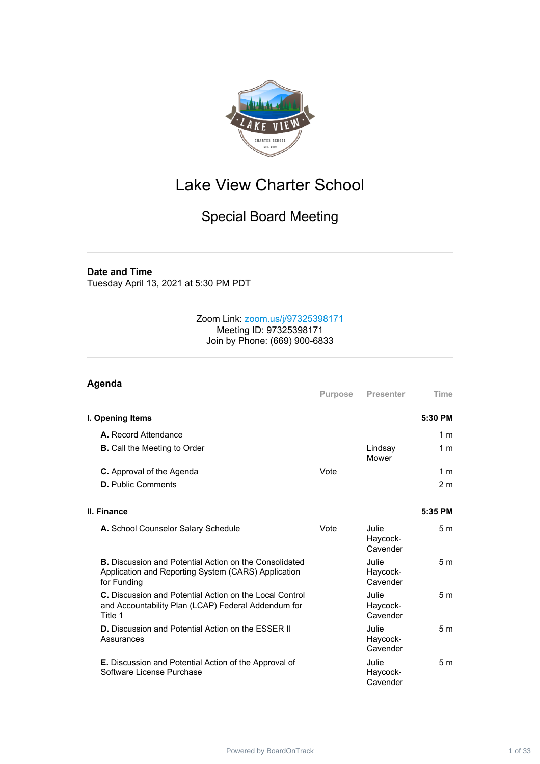# Lake View Charter School

## Special Board Meeting

**Date and Time**
Tuesday April 13, 2021 at 5:30 PM PDT

Zoom Link: zoom.us/j/97325398171
Meeting ID: 97325398171
Join by Phone: (669) 900-6833

## Agenda

| | Purpose | Presenter | Time |
|---|---|---|---|
| **I. Opening Items** | | | **5:30 PM** |
| **A.** Record Attendance | | | 1 m |
| **B.** Call the Meeting to Order | | Lindsay Mower | 1 m |
| **C.** Approval of the Agenda | Vote | | 1 m |
| **D.** Public Comments | | | 2 m |
| **II. Finance** | | | **5:35 PM** |
| **A.** School Counselor Salary Schedule | Vote | Julie Haycock-Cavender | 5 m |
| **B.** Discussion and Potential Action on the Consolidated Application and Reporting System (CARS) Application for Funding | | Julie Haycock-Cavender | 5 m |
| **C.** Discussion and Potential Action on the Local Control and Accountability Plan (LCAP) Federal Addendum for Title 1 | | Julie Haycock-Cavender | 5 m |
| **D.** Discussion and Potential Action on the ESSER II Assurances | | Julie Haycock-Cavender | 5 m |
| **E.** Discussion and Potential Action of the Approval of Software License Purchase | | Julie Haycock-Cavender | 5 m |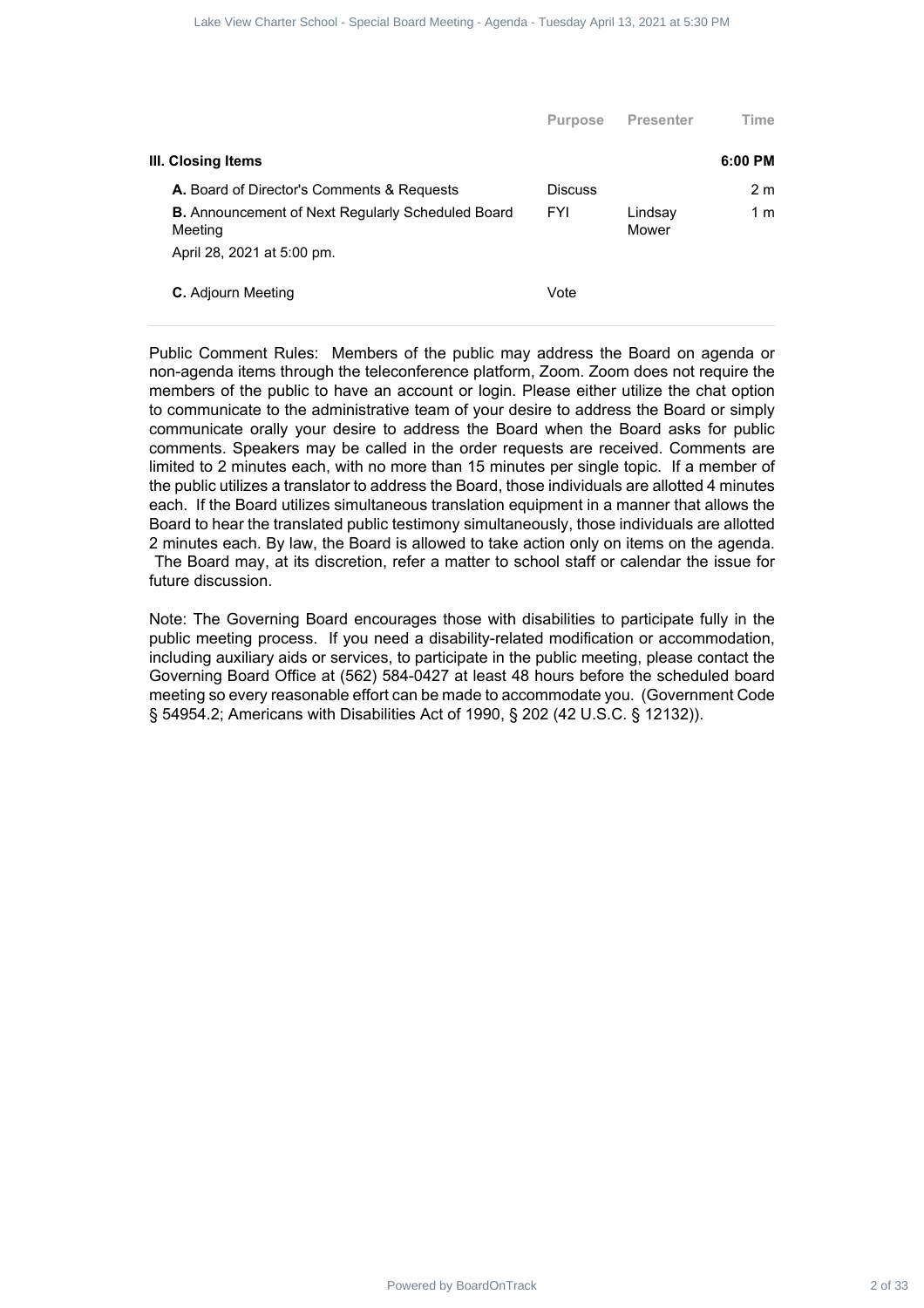| | Purpose | Presenter | Time |
|---|---|---|---|
| **III. Closing Items** | | | **6:00 PM** |
| **A.** Board of Director's Comments & Requests | Discuss | | 2 m |
| **B.** Announcement of Next Regularly Scheduled Board Meeting<br>April 28, 2021 at 5:00 pm. | FYI | Lindsay Mower | 1 m |
| **C.** Adjourn Meeting | Vote | | |

Public Comment Rules: Members of the public may address the Board on agenda or non-agenda items through the teleconference platform, Zoom. Zoom does not require the members of the public to have an account or login. Please either utilize the chat option to communicate to the administrative team of your desire to address the Board or simply communicate orally your desire to address the Board when the Board asks for public comments. Speakers may be called in the order requests are received. Comments are limited to 2 minutes each, with no more than 15 minutes per single topic. If a member of the public utilizes a translator to address the Board, those individuals are allotted 4 minutes each. If the Board utilizes simultaneous translation equipment in a manner that allows the Board to hear the translated public testimony simultaneously, those individuals are allotted 2 minutes each. By law, the Board is allowed to take action only on items on the agenda. The Board may, at its discretion, refer a matter to school staff or calendar the issue for future discussion.

Note: The Governing Board encourages those with disabilities to participate fully in the public meeting process. If you need a disability-related modification or accommodation, including auxiliary aids or services, to participate in the public meeting, please contact the Governing Board Office at (562) 584-0427 at least 48 hours before the scheduled board meeting so every reasonable effort can be made to accommodate you. (Government Code § 54954.2; Americans with Disabilities Act of 1990, § 202 (42 U.S.C. § 12132)).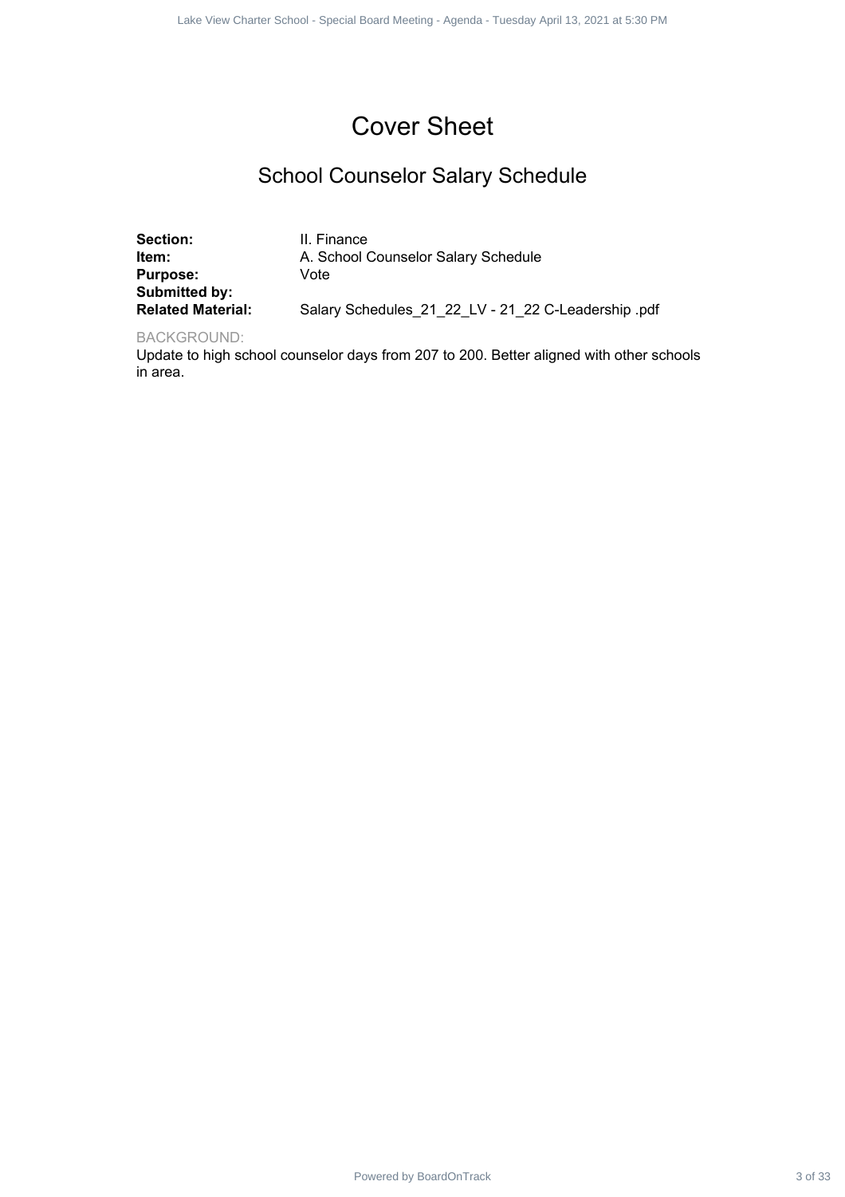# Cover Sheet

## School Counselor Salary Schedule

**Section:** II. Finance
**Item:** A. School Counselor Salary Schedule
**Purpose:** Vote
**Submitted by:**
**Related Material:** Salary Schedules_21_22_LV - 21_22 C-Leadership .pdf

BACKGROUND:

Update to high school counselor days from 207 to 200. Better aligned with other schools in area.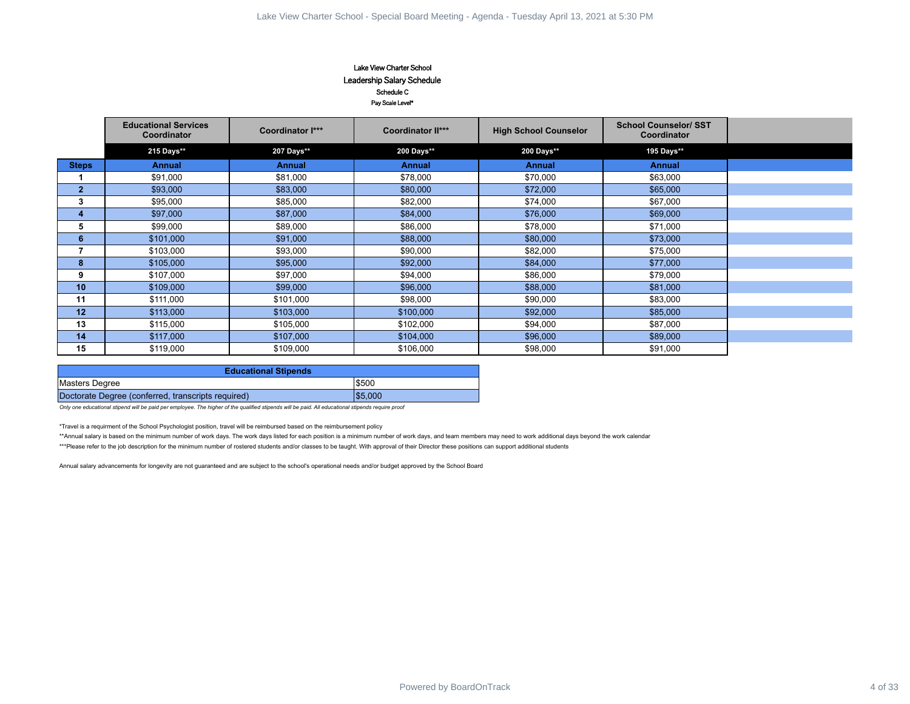# Lake View Charter School

## Leadership Salary Schedule

### Schedule C

Pay Scale Level*

| | Educational Services Coordinator | Coordinator I*** | Coordinator II*** | High School Counselor | School Counselor/ SST Coordinator |
|---|---|---|---|---|---|
| | 215 Days** | 207 Days** | 200 Days** | 200 Days** | 195 Days** |
| **Steps** | **Annual** | **Annual** | **Annual** | **Annual** | **Annual** |
| **1** | $91,000 | $81,000 | $78,000 | $70,000 | $63,000 |
| **2** | $93,000 | $83,000 | $80,000 | $72,000 | $65,000 |
| **3** | $95,000 | $85,000 | $82,000 | $74,000 | $67,000 |
| **4** | $97,000 | $87,000 | $84,000 | $76,000 | $69,000 |
| **5** | $99,000 | $89,000 | $86,000 | $78,000 | $71,000 |
| **6** | $101,000 | $91,000 | $88,000 | $80,000 | $73,000 |
| **7** | $103,000 | $93,000 | $90,000 | $82,000 | $75,000 |
| **8** | $105,000 | $95,000 | $92,000 | $84,000 | $77,000 |
| **9** | $107,000 | $97,000 | $94,000 | $86,000 | $79,000 |
| **10** | $109,000 | $99,000 | $96,000 | $88,000 | $81,000 |
| **11** | $111,000 | $101,000 | $98,000 | $90,000 | $83,000 |
| **12** | $113,000 | $103,000 | $100,000 | $92,000 | $85,000 |
| **13** | $115,000 | $105,000 | $102,000 | $94,000 | $87,000 |
| **14** | $117,000 | $107,000 | $104,000 | $96,000 | $89,000 |
| **15** | $119,000 | $109,000 | $106,000 | $98,000 | $91,000 |

| Educational Stipends | |
|---|---|
| Masters Degree | $500 |
| Doctorate Degree (conferred, transcripts required) | $5,000 |

*Only one educational stipend will be paid per employee. The higher of the qualified stipends will be paid. All educational stipends require proof*

*Travel is a requirment of the School Psychologist position, travel will be reimbursed based on the reimbursement policy

**Annual salary is based on the minimum number of work days. The work days listed for each position is a minimum number of work days, and team members may need to work additional days beyond the work calendar

***Please refer to the job description for the minimum number of rostered students and/or classes to be taught. With approval of their Director these positions can support additional students

Annual salary advancements for longevity are not guaranteed and are subject to the school's operational needs and/or budget approved by the School Board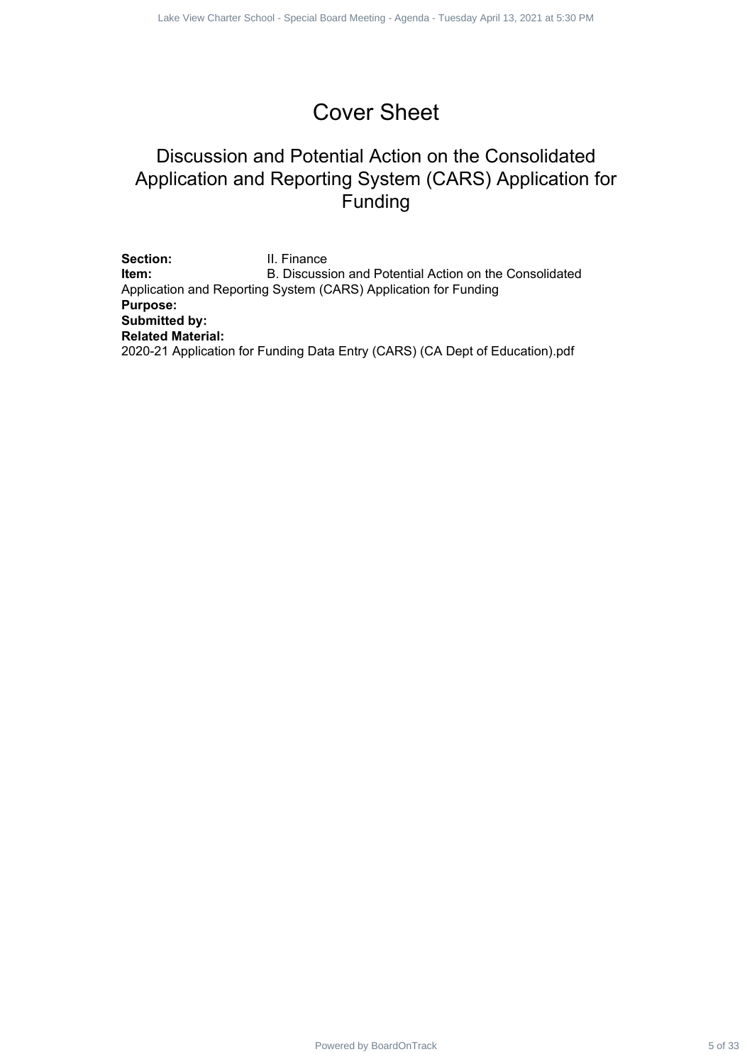# Cover Sheet

## Discussion and Potential Action on the Consolidated Application and Reporting System (CARS) Application for Funding

**Section:** II. Finance
**Item:** B. Discussion and Potential Action on the Consolidated Application and Reporting System (CARS) Application for Funding
**Purpose:**
**Submitted by:**
**Related Material:**
2020-21 Application for Funding Data Entry (CARS) (CA Dept of Education).pdf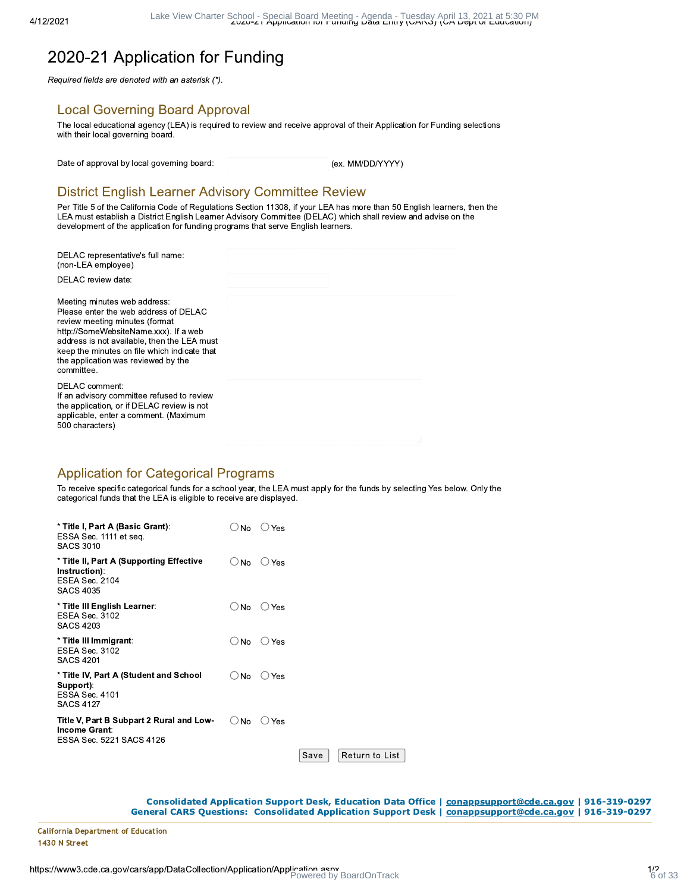# 2020-21 Application for Funding

*Required fields are denoted with an asterisk (*).*

## Local Governing Board Approval

The local educational agency (LEA) is required to review and receive approval of their Application for Funding selections with their local governing board.

Date of approval by local governing board: (ex. MM/DD/YYYY)

## District English Learner Advisory Committee Review

Per Title 5 of the California Code of Regulations Section 11308, if your LEA has more than 50 English learners, then the LEA must establish a District English Learner Advisory Committee (DELAC) which shall review and advise on the development of the application for funding programs that serve English learners.

DELAC representative's full name: (non-LEA employee)

DELAC review date:

Meeting minutes web address:
Please enter the web address of DELAC review meeting minutes (format http://SomeWebsiteName.xxx). If a web address is not available, then the LEA must keep the minutes on file which indicate that the application was reviewed by the committee.

DELAC comment:
If an advisory committee refused to review the application, or if DELAC review is not applicable, enter a comment. (Maximum 500 characters)

## Application for Categorical Programs

To receive specific categorical funds for a school year, the LEA must apply for the funds by selecting Yes below. Only the categorical funds that the LEA is eligible to receive are displayed.

| Program | Selection |
|---|---|
| * **Title I, Part A (Basic Grant)**: ESSA Sec. 1111 et seq. SACS 3010 | ◯ No ◯ Yes |
| * **Title II, Part A (Supporting Effective Instruction)**: ESEA Sec. 2104 SACS 4035 | ◯ No ◯ Yes |
| * **Title III English Learner**: ESEA Sec. 3102 SACS 4203 | ◯ No ◯ Yes |
| * **Title III Immigrant**: ESEA Sec. 3102 SACS 4201 | ◯ No ◯ Yes |
| * **Title IV, Part A (Student and School Support)**: ESSA Sec. 4101 SACS 4127 | ◯ No ◯ Yes |
| **Title V, Part B Subpart 2 Rural and Low-Income Grant**: ESSA Sec. 5221 SACS 4126 | ◯ No ◯ Yes |

Save | Return to List

**Consolidated Application Support Desk, Education Data Office | conappsupport@cde.ca.gov | 916-319-0297**
**General CARS Questions: Consolidated Application Support Desk | conappsupport@cde.ca.gov | 916-319-0297**

California Department of Education
1430 N Street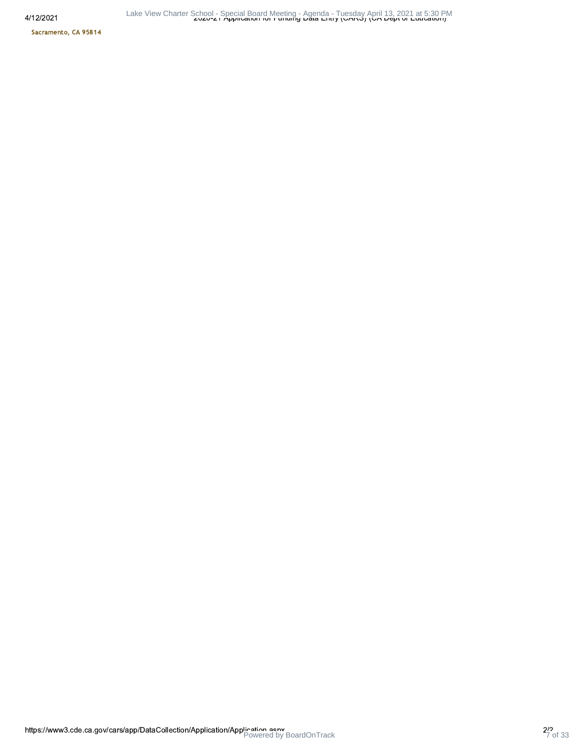Sacramento, CA 95814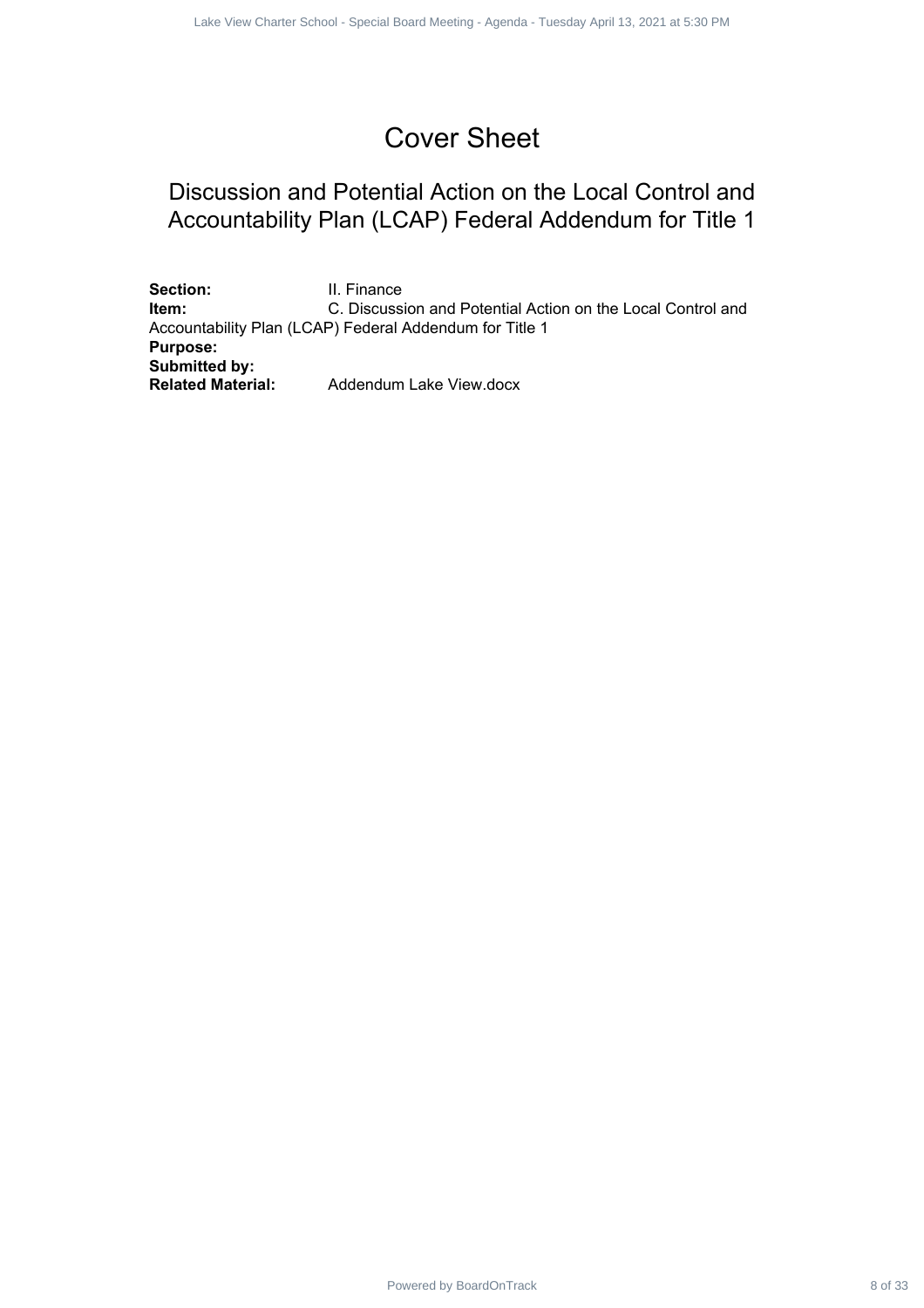# Cover Sheet

## Discussion and Potential Action on the Local Control and Accountability Plan (LCAP) Federal Addendum for Title 1

**Section:** II. Finance
**Item:** C. Discussion and Potential Action on the Local Control and Accountability Plan (LCAP) Federal Addendum for Title 1
**Purpose:**
**Submitted by:**
**Related Material:** Addendum Lake View.docx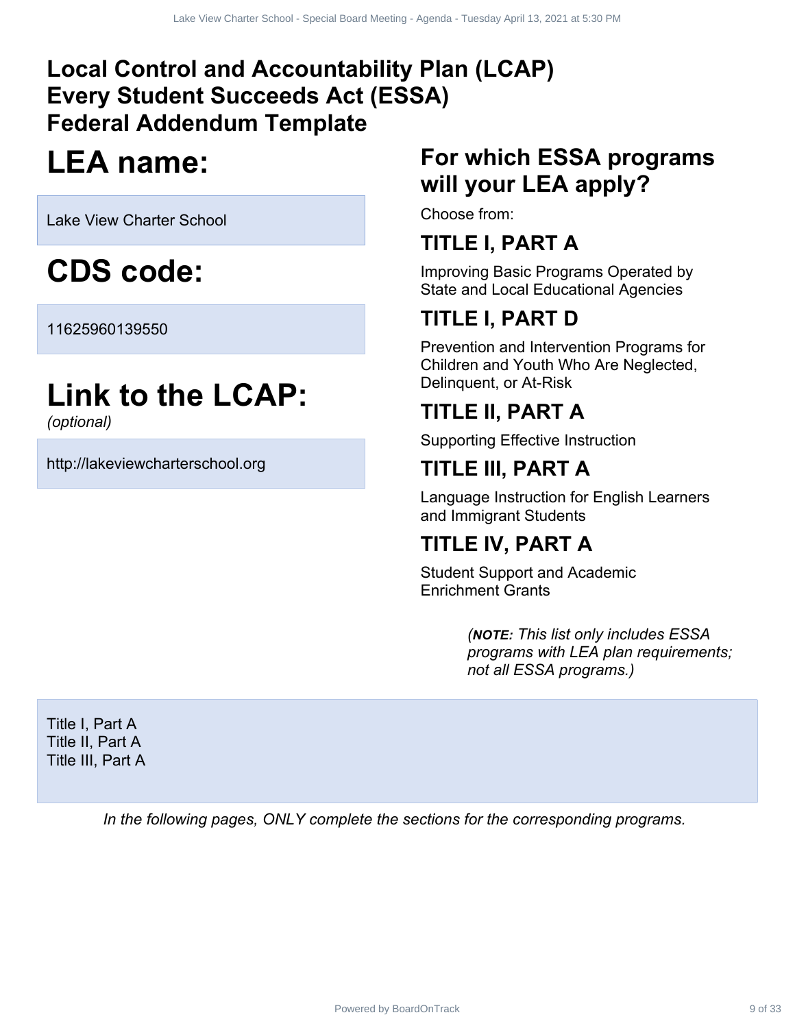# Local Control and Accountability Plan (LCAP) Every Student Succeeds Act (ESSA) Federal Addendum Template

## LEA name:

Lake View Charter School

## CDS code:

11625960139550

## Link to the LCAP:

*(optional)*

http://lakeviewcharterschool.org

## For which ESSA programs will your LEA apply?

Choose from:

### TITLE I, PART A

Improving Basic Programs Operated by State and Local Educational Agencies

### TITLE I, PART D

Prevention and Intervention Programs for Children and Youth Who Are Neglected, Delinquent, or At-Risk

### TITLE II, PART A

Supporting Effective Instruction

### TITLE III, PART A

Language Instruction for English Learners and Immigrant Students

### TITLE IV, PART A

Student Support and Academic Enrichment Grants

*(**NOTE:** This list only includes ESSA programs with LEA plan requirements; not all ESSA programs.)*

Title I, Part A
Title II, Part A
Title III, Part A

*In the following pages, ONLY complete the sections for the corresponding programs.*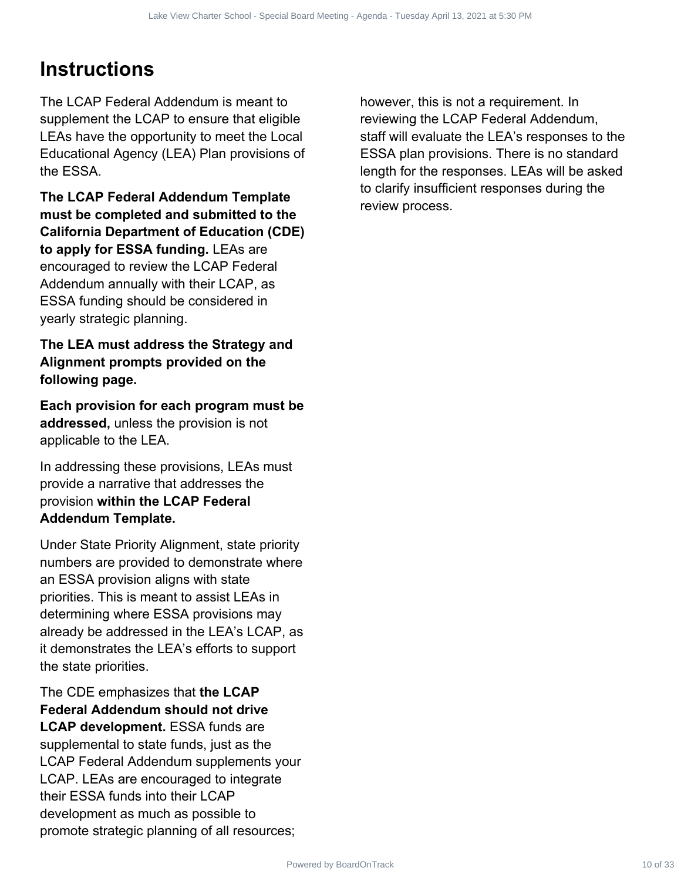# Instructions

The LCAP Federal Addendum is meant to supplement the LCAP to ensure that eligible LEAs have the opportunity to meet the Local Educational Agency (LEA) Plan provisions of the ESSA.

**The LCAP Federal Addendum Template must be completed and submitted to the California Department of Education (CDE) to apply for ESSA funding.** LEAs are encouraged to review the LCAP Federal Addendum annually with their LCAP, as ESSA funding should be considered in yearly strategic planning.

**The LEA must address the Strategy and Alignment prompts provided on the following page.**

**Each provision for each program must be addressed,** unless the provision is not applicable to the LEA.

In addressing these provisions, LEAs must provide a narrative that addresses the provision **within the LCAP Federal Addendum Template.**

Under State Priority Alignment, state priority numbers are provided to demonstrate where an ESSA provision aligns with state priorities. This is meant to assist LEAs in determining where ESSA provisions may already be addressed in the LEA's LCAP, as it demonstrates the LEA's efforts to support the state priorities.

The CDE emphasizes that **the LCAP Federal Addendum should not drive LCAP development.** ESSA funds are supplemental to state funds, just as the LCAP Federal Addendum supplements your LCAP. LEAs are encouraged to integrate their ESSA funds into their LCAP development as much as possible to promote strategic planning of all resources; however, this is not a requirement. In reviewing the LCAP Federal Addendum, staff will evaluate the LEA's responses to the ESSA plan provisions. There is no standard length for the responses. LEAs will be asked to clarify insufficient responses during the review process.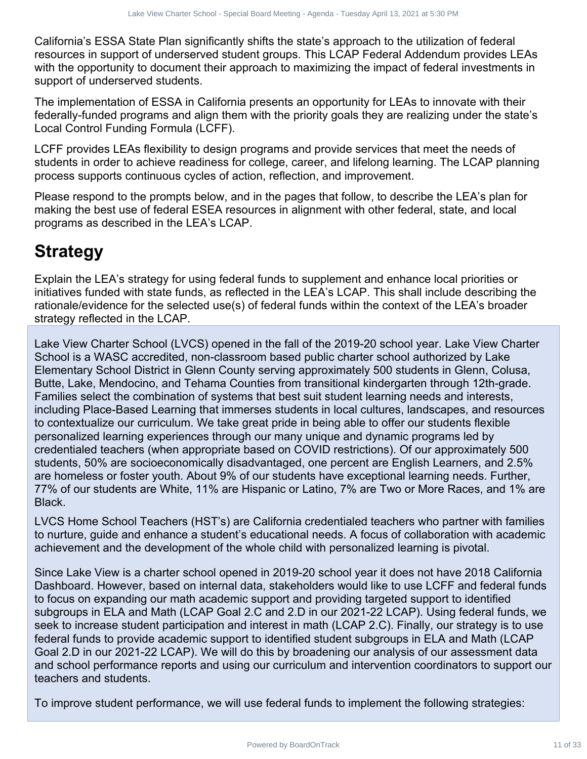California's ESSA State Plan significantly shifts the state's approach to the utilization of federal resources in support of underserved student groups. This LCAP Federal Addendum provides LEAs with the opportunity to document their approach to maximizing the impact of federal investments in support of underserved students.

The implementation of ESSA in California presents an opportunity for LEAs to innovate with their federally-funded programs and align them with the priority goals they are realizing under the state's Local Control Funding Formula (LCFF).

LCFF provides LEAs flexibility to design programs and provide services that meet the needs of students in order to achieve readiness for college, career, and lifelong learning. The LCAP planning process supports continuous cycles of action, reflection, and improvement.

Please respond to the prompts below, and in the pages that follow, to describe the LEA's plan for making the best use of federal ESEA resources in alignment with other federal, state, and local programs as described in the LEA's LCAP.

## Strategy

Explain the LEA's strategy for using federal funds to supplement and enhance local priorities or initiatives funded with state funds, as reflected in the LEA's LCAP. This shall include describing the rationale/evidence for the selected use(s) of federal funds within the context of the LEA's broader strategy reflected in the LCAP.

Lake View Charter School (LVCS) opened in the fall of the 2019-20 school year. Lake View Charter School is a WASC accredited, non-classroom based public charter school authorized by Lake Elementary School District in Glenn County serving approximately 500 students in Glenn, Colusa, Butte, Lake, Mendocino, and Tehama Counties from transitional kindergarten through 12th-grade. Families select the combination of systems that best suit student learning needs and interests, including Place-Based Learning that immerses students in local cultures, landscapes, and resources to contextualize our curriculum. We take great pride in being able to offer our students flexible personalized learning experiences through our many unique and dynamic programs led by credentialed teachers (when appropriate based on COVID restrictions). Of our approximately 500 students, 50% are socioeconomically disadvantaged, one percent are English Learners, and 2.5% are homeless or foster youth. About 9% of our students have exceptional learning needs. Further, 77% of our students are White, 11% are Hispanic or Latino, 7% are Two or More Races, and 1% are Black.

LVCS Home School Teachers (HST's) are California credentialed teachers who partner with families to nurture, guide and enhance a student's educational needs. A focus of collaboration with academic achievement and the development of the whole child with personalized learning is pivotal.

Since Lake View is a charter school opened in 2019-20 school year it does not have 2018 California Dashboard. However, based on internal data, stakeholders would like to use LCFF and federal funds to focus on expanding our math academic support and providing targeted support to identified subgroups in ELA and Math (LCAP Goal 2.C and 2.D in our 2021-22 LCAP). Using federal funds, we seek to increase student participation and interest in math (LCAP 2.C). Finally, our strategy is to use federal funds to provide academic support to identified student subgroups in ELA and Math (LCAP Goal 2.D in our 2021-22 LCAP). We will do this by broadening our analysis of our assessment data and school performance reports and using our curriculum and intervention coordinators to support our teachers and students.

To improve student performance, we will use federal funds to implement the following strategies: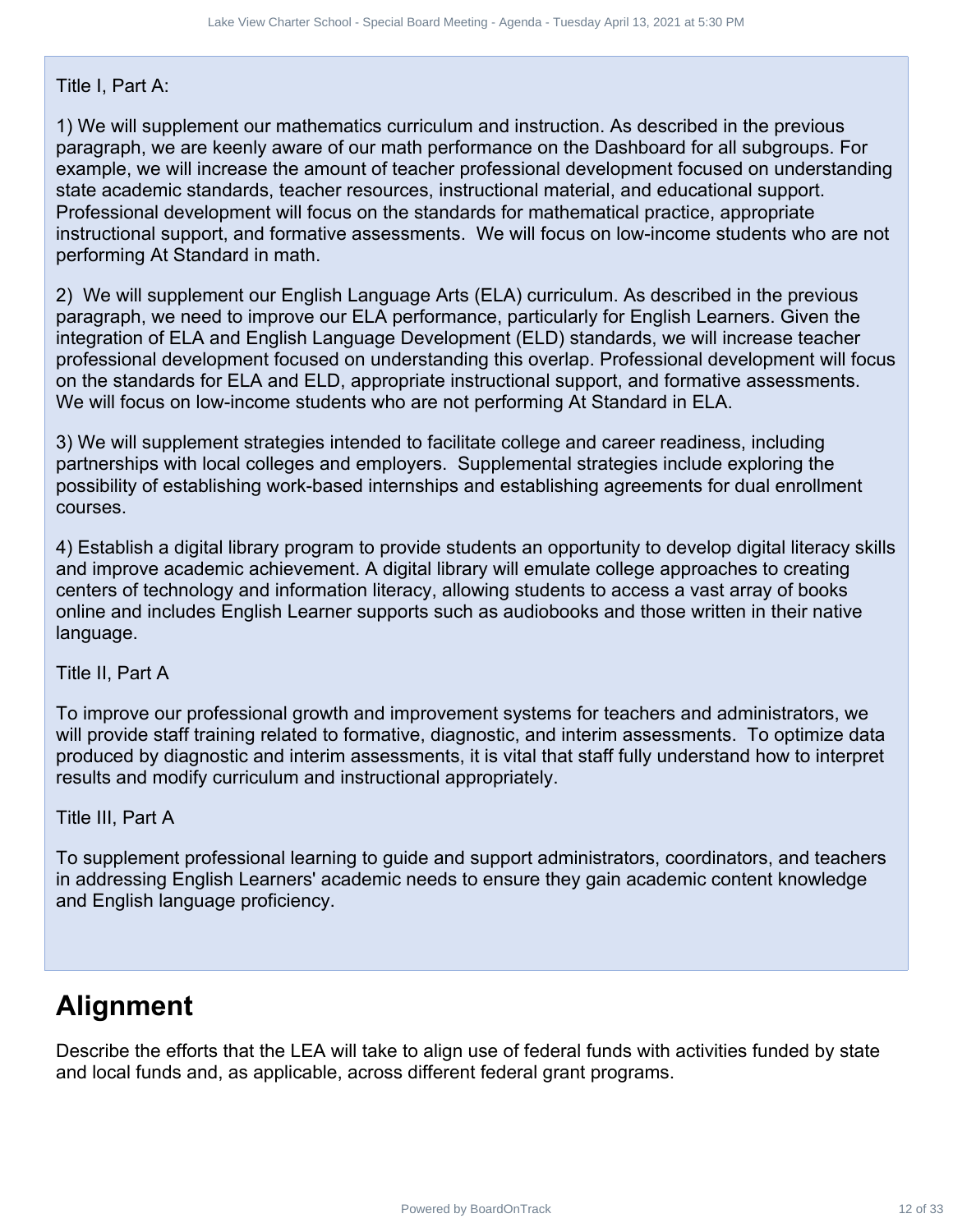Title I, Part A:

1) We will supplement our mathematics curriculum and instruction. As described in the previous paragraph, we are keenly aware of our math performance on the Dashboard for all subgroups. For example, we will increase the amount of teacher professional development focused on understanding state academic standards, teacher resources, instructional material, and educational support. Professional development will focus on the standards for mathematical practice, appropriate instructional support, and formative assessments. We will focus on low-income students who are not performing At Standard in math.

2) We will supplement our English Language Arts (ELA) curriculum. As described in the previous paragraph, we need to improve our ELA performance, particularly for English Learners. Given the integration of ELA and English Language Development (ELD) standards, we will increase teacher professional development focused on understanding this overlap. Professional development will focus on the standards for ELA and ELD, appropriate instructional support, and formative assessments. We will focus on low-income students who are not performing At Standard in ELA.

3) We will supplement strategies intended to facilitate college and career readiness, including partnerships with local colleges and employers. Supplemental strategies include exploring the possibility of establishing work-based internships and establishing agreements for dual enrollment courses.

4) Establish a digital library program to provide students an opportunity to develop digital literacy skills and improve academic achievement. A digital library will emulate college approaches to creating centers of technology and information literacy, allowing students to access a vast array of books online and includes English Learner supports such as audiobooks and those written in their native language.

Title II, Part A

To improve our professional growth and improvement systems for teachers and administrators, we will provide staff training related to formative, diagnostic, and interim assessments. To optimize data produced by diagnostic and interim assessments, it is vital that staff fully understand how to interpret results and modify curriculum and instructional appropriately.

Title III, Part A

To supplement professional learning to guide and support administrators, coordinators, and teachers in addressing English Learners' academic needs to ensure they gain academic content knowledge and English language proficiency.

## Alignment

Describe the efforts that the LEA will take to align use of federal funds with activities funded by state and local funds and, as applicable, across different federal grant programs.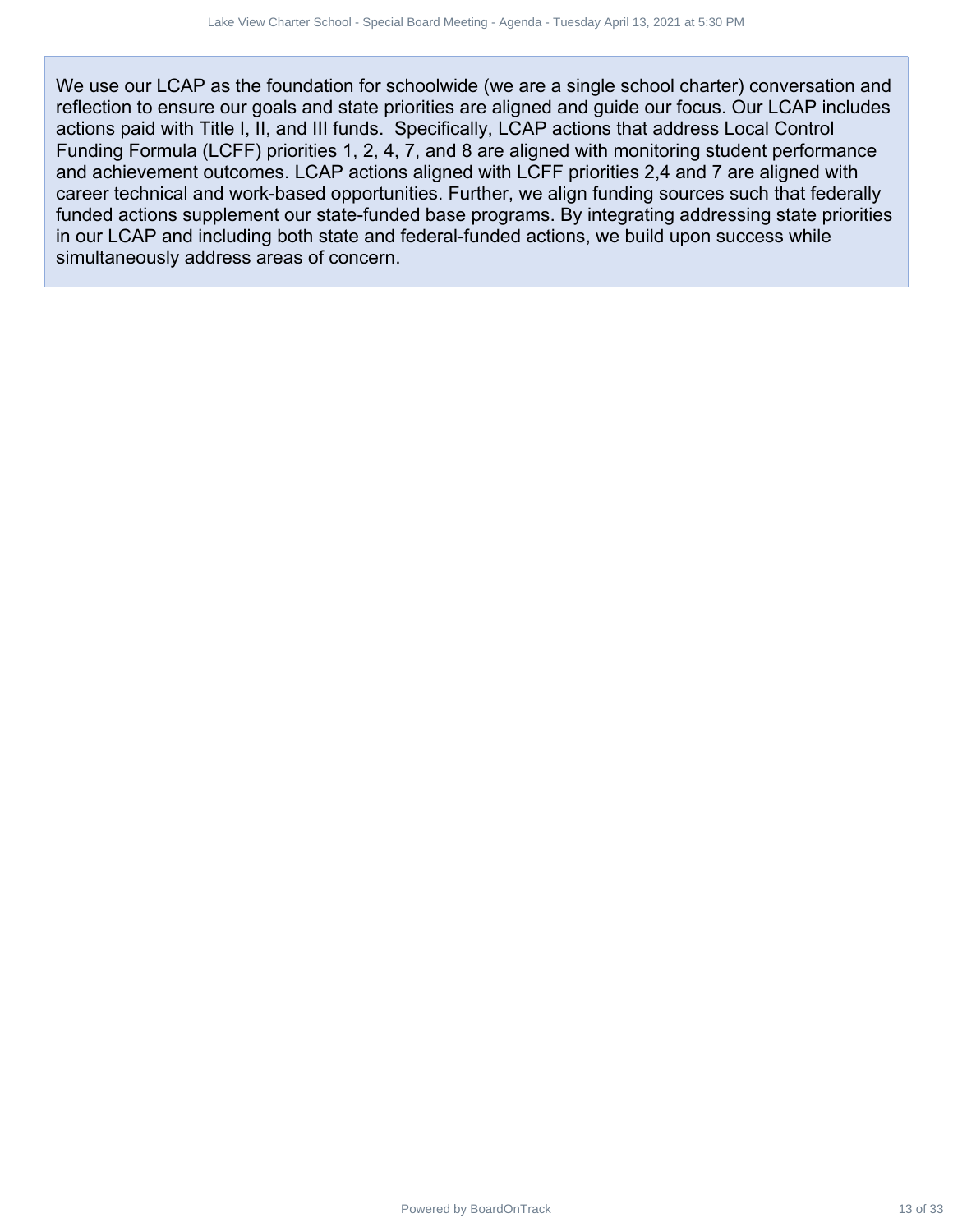We use our LCAP as the foundation for schoolwide (we are a single school charter) conversation and reflection to ensure our goals and state priorities are aligned and guide our focus. Our LCAP includes actions paid with Title I, II, and III funds.  Specifically, LCAP actions that address Local Control Funding Formula (LCFF) priorities 1, 2, 4, 7, and 8 are aligned with monitoring student performance and achievement outcomes. LCAP actions aligned with LCFF priorities 2,4 and 7 are aligned with career technical and work-based opportunities. Further, we align funding sources such that federally funded actions supplement our state-funded base programs. By integrating addressing state priorities in our LCAP and including both state and federal-funded actions, we build upon success while simultaneously address areas of concern.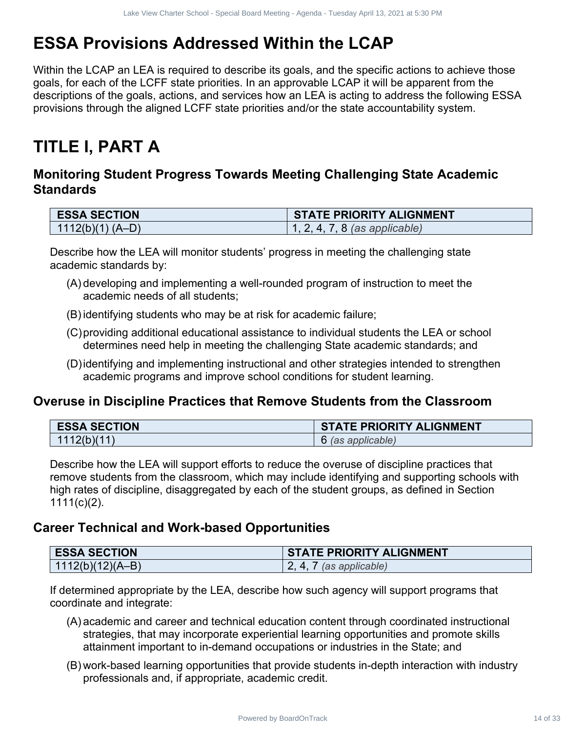# ESSA Provisions Addressed Within the LCAP

Within the LCAP an LEA is required to describe its goals, and the specific actions to achieve those goals, for each of the LCFF state priorities. In an approvable LCAP it will be apparent from the descriptions of the goals, actions, and services how an LEA is acting to address the following ESSA provisions through the aligned LCFF state priorities and/or the state accountability system.

# TITLE I, PART A

### Monitoring Student Progress Towards Meeting Challenging State Academic Standards

| ESSA SECTION | STATE PRIORITY ALIGNMENT |
|---|---|
| 1112(b)(1) (A–D) | 1, 2, 4, 7, 8 *(as applicable)* |

Describe how the LEA will monitor students' progress in meeting the challenging state academic standards by:

(A) developing and implementing a well-rounded program of instruction to meet the academic needs of all students;

(B) identifying students who may be at risk for academic failure;

(C) providing additional educational assistance to individual students the LEA or school determines need help in meeting the challenging State academic standards; and

(D) identifying and implementing instructional and other strategies intended to strengthen academic programs and improve school conditions for student learning.

### Overuse in Discipline Practices that Remove Students from the Classroom

| ESSA SECTION | STATE PRIORITY ALIGNMENT |
|---|---|
| 1112(b)(11) | 6 *(as applicable)* |

Describe how the LEA will support efforts to reduce the overuse of discipline practices that remove students from the classroom, which may include identifying and supporting schools with high rates of discipline, disaggregated by each of the student groups, as defined in Section 1111(c)(2).

### Career Technical and Work-based Opportunities

| ESSA SECTION | STATE PRIORITY ALIGNMENT |
|---|---|
| 1112(b)(12)(A–B) | 2, 4, 7 *(as applicable)* |

If determined appropriate by the LEA, describe how such agency will support programs that coordinate and integrate:

(A) academic and career and technical education content through coordinated instructional strategies, that may incorporate experiential learning opportunities and promote skills attainment important to in-demand occupations or industries in the State; and

(B) work-based learning opportunities that provide students in-depth interaction with industry professionals and, if appropriate, academic credit.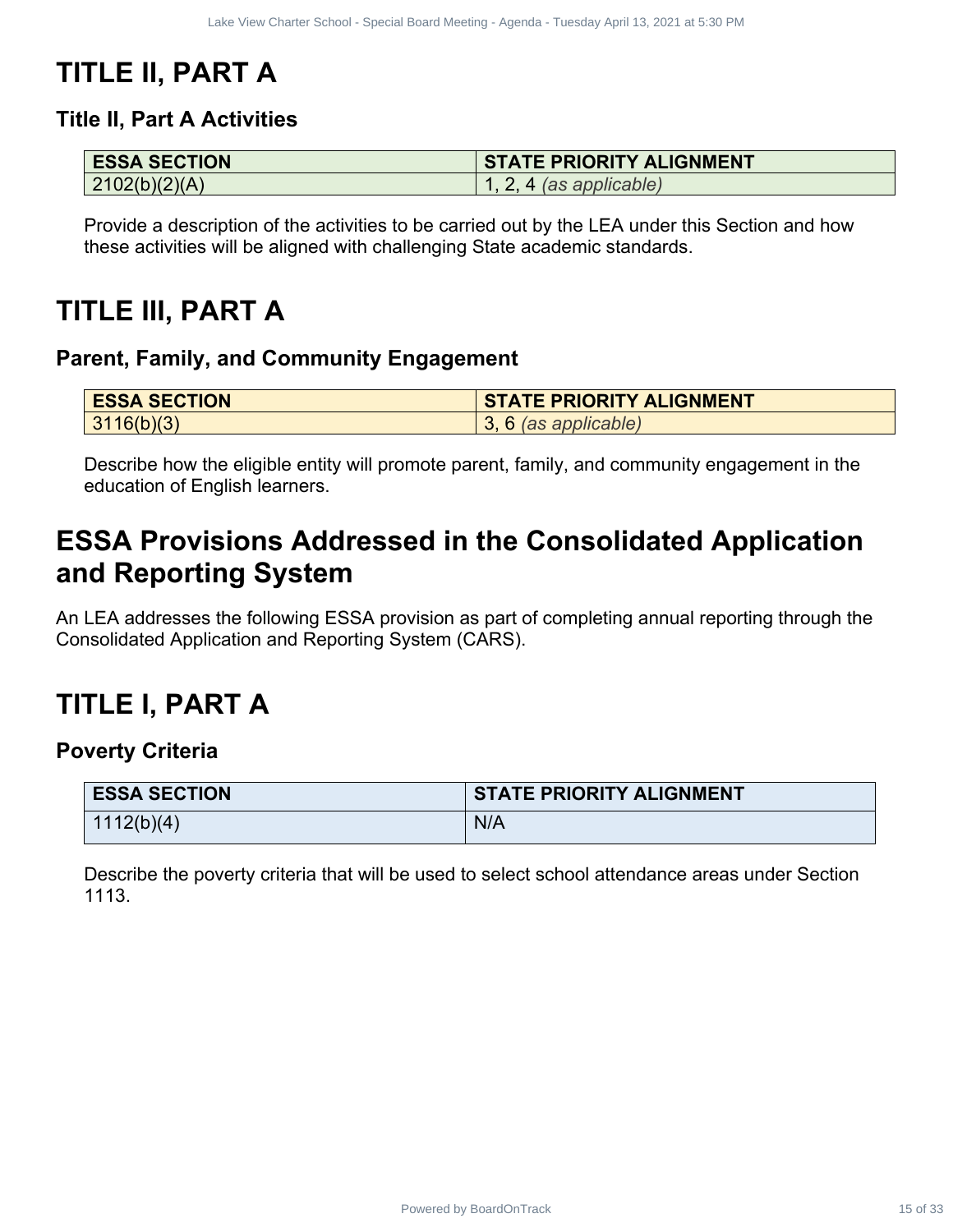# TITLE II, PART A

### Title II, Part A Activities

| ESSA SECTION | STATE PRIORITY ALIGNMENT |
| --- | --- |
| 2102(b)(2)(A) | 1, 2, 4 *(as applicable)* |

Provide a description of the activities to be carried out by the LEA under this Section and how these activities will be aligned with challenging State academic standards.

# TITLE III, PART A

### Parent, Family, and Community Engagement

| ESSA SECTION | STATE PRIORITY ALIGNMENT |
| --- | --- |
| 3116(b)(3) | 3, 6 *(as applicable)* |

Describe how the eligible entity will promote parent, family, and community engagement in the education of English learners.

# ESSA Provisions Addressed in the Consolidated Application and Reporting System

An LEA addresses the following ESSA provision as part of completing annual reporting through the Consolidated Application and Reporting System (CARS).

# TITLE I, PART A

### Poverty Criteria

| ESSA SECTION | STATE PRIORITY ALIGNMENT |
| --- | --- |
| 1112(b)(4) | N/A |

Describe the poverty criteria that will be used to select school attendance areas under Section 1113.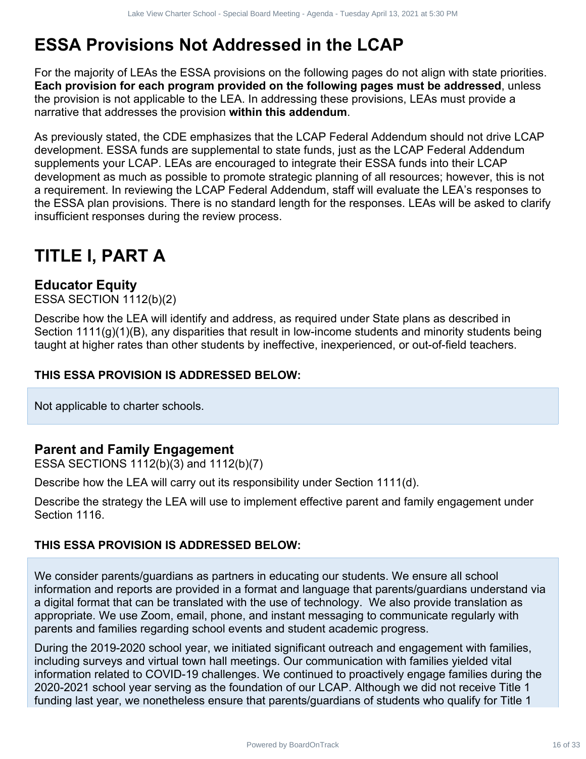# ESSA Provisions Not Addressed in the LCAP

For the majority of LEAs the ESSA provisions on the following pages do not align with state priorities. **Each provision for each program provided on the following pages must be addressed**, unless the provision is not applicable to the LEA. In addressing these provisions, LEAs must provide a narrative that addresses the provision **within this addendum**.

As previously stated, the CDE emphasizes that the LCAP Federal Addendum should not drive LCAP development. ESSA funds are supplemental to state funds, just as the LCAP Federal Addendum supplements your LCAP. LEAs are encouraged to integrate their ESSA funds into their LCAP development as much as possible to promote strategic planning of all resources; however, this is not a requirement. In reviewing the LCAP Federal Addendum, staff will evaluate the LEA's responses to the ESSA plan provisions. There is no standard length for the responses. LEAs will be asked to clarify insufficient responses during the review process.

# TITLE I, PART A

## Educator Equity

ESSA SECTION 1112(b)(2)

Describe how the LEA will identify and address, as required under State plans as described in Section 1111(g)(1)(B), any disparities that result in low-income students and minority students being taught at higher rates than other students by ineffective, inexperienced, or out-of-field teachers.

### THIS ESSA PROVISION IS ADDRESSED BELOW:

Not applicable to charter schools.

## Parent and Family Engagement

ESSA SECTIONS 1112(b)(3) and 1112(b)(7)

Describe how the LEA will carry out its responsibility under Section 1111(d).

Describe the strategy the LEA will use to implement effective parent and family engagement under Section 1116.

### THIS ESSA PROVISION IS ADDRESSED BELOW:

We consider parents/guardians as partners in educating our students. We ensure all school information and reports are provided in a format and language that parents/guardians understand via a digital format that can be translated with the use of technology. We also provide translation as appropriate. We use Zoom, email, phone, and instant messaging to communicate regularly with parents and families regarding school events and student academic progress.

During the 2019-2020 school year, we initiated significant outreach and engagement with families, including surveys and virtual town hall meetings. Our communication with families yielded vital information related to COVID-19 challenges. We continued to proactively engage families during the 2020-2021 school year serving as the foundation of our LCAP. Although we did not receive Title 1 funding last year, we nonetheless ensure that parents/guardians of students who qualify for Title 1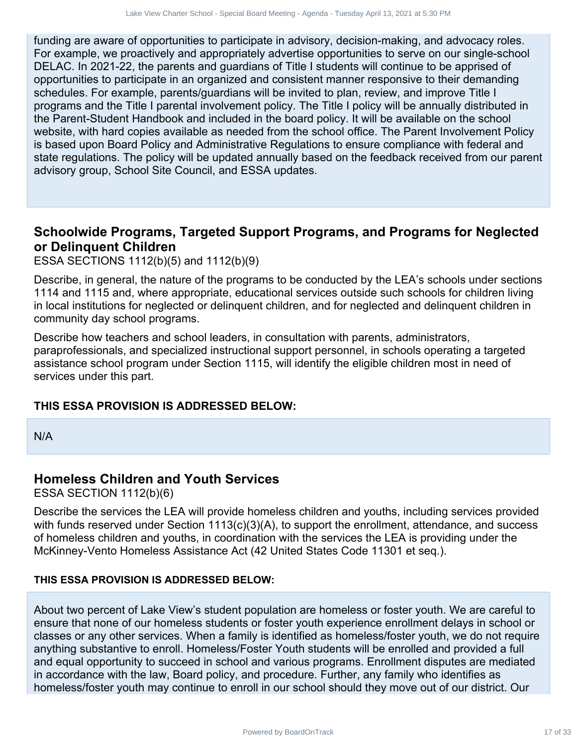funding are aware of opportunities to participate in advisory, decision-making, and advocacy roles. For example, we proactively and appropriately advertise opportunities to serve on our single-school DELAC. In 2021-22, the parents and guardians of Title I students will continue to be apprised of opportunities to participate in an organized and consistent manner responsive to their demanding schedules. For example, parents/guardians will be invited to plan, review, and improve Title I programs and the Title I parental involvement policy. The Title I policy will be annually distributed in the Parent-Student Handbook and included in the board policy. It will be available on the school website, with hard copies available as needed from the school office. The Parent Involvement Policy is based upon Board Policy and Administrative Regulations to ensure compliance with federal and state regulations. The policy will be updated annually based on the feedback received from our parent advisory group, School Site Council, and ESSA updates.

## Schoolwide Programs, Targeted Support Programs, and Programs for Neglected or Delinquent Children

ESSA SECTIONS 1112(b)(5) and 1112(b)(9)

Describe, in general, the nature of the programs to be conducted by the LEA's schools under sections 1114 and 1115 and, where appropriate, educational services outside such schools for children living in local institutions for neglected or delinquent children, and for neglected and delinquent children in community day school programs.

Describe how teachers and school leaders, in consultation with parents, administrators, paraprofessionals, and specialized instructional support personnel, in schools operating a targeted assistance school program under Section 1115, will identify the eligible children most in need of services under this part.

**THIS ESSA PROVISION IS ADDRESSED BELOW:**

N/A

## Homeless Children and Youth Services

ESSA SECTION 1112(b)(6)

Describe the services the LEA will provide homeless children and youths, including services provided with funds reserved under Section 1113(c)(3)(A), to support the enrollment, attendance, and success of homeless children and youths, in coordination with the services the LEA is providing under the McKinney-Vento Homeless Assistance Act (42 United States Code 11301 et seq.).

**THIS ESSA PROVISION IS ADDRESSED BELOW:**

About two percent of Lake View's student population are homeless or foster youth. We are careful to ensure that none of our homeless students or foster youth experience enrollment delays in school or classes or any other services. When a family is identified as homeless/foster youth, we do not require anything substantive to enroll. Homeless/Foster Youth students will be enrolled and provided a full and equal opportunity to succeed in school and various programs. Enrollment disputes are mediated in accordance with the law, Board policy, and procedure. Further, any family who identifies as homeless/foster youth may continue to enroll in our school should they move out of our district. Our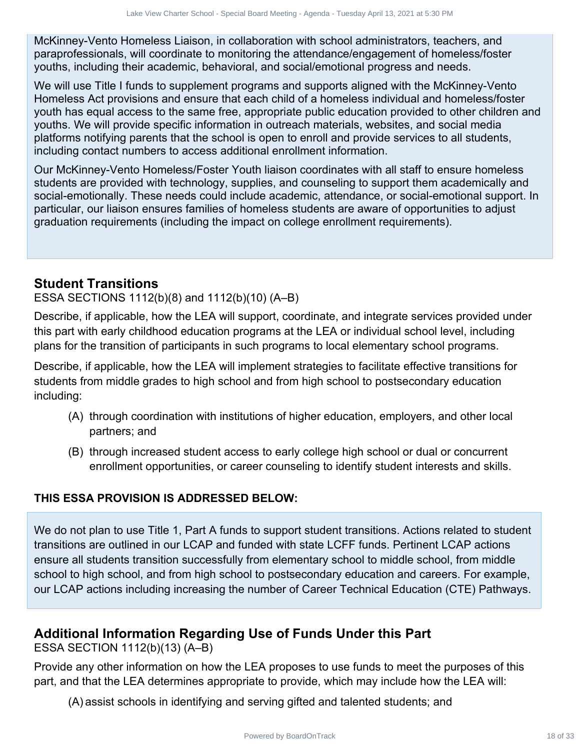McKinney-Vento Homeless Liaison, in collaboration with school administrators, teachers, and paraprofessionals, will coordinate to monitoring the attendance/engagement of homeless/foster youths, including their academic, behavioral, and social/emotional progress and needs.

We will use Title I funds to supplement programs and supports aligned with the McKinney-Vento Homeless Act provisions and ensure that each child of a homeless individual and homeless/foster youth has equal access to the same free, appropriate public education provided to other children and youths. We will provide specific information in outreach materials, websites, and social media platforms notifying parents that the school is open to enroll and provide services to all students, including contact numbers to access additional enrollment information.

Our McKinney-Vento Homeless/Foster Youth liaison coordinates with all staff to ensure homeless students are provided with technology, supplies, and counseling to support them academically and social-emotionally. These needs could include academic, attendance, or social-emotional support. In particular, our liaison ensures families of homeless students are aware of opportunities to adjust graduation requirements (including the impact on college enrollment requirements).

## Student Transitions

ESSA SECTIONS 1112(b)(8) and 1112(b)(10) (A–B)

Describe, if applicable, how the LEA will support, coordinate, and integrate services provided under this part with early childhood education programs at the LEA or individual school level, including plans for the transition of participants in such programs to local elementary school programs.

Describe, if applicable, how the LEA will implement strategies to facilitate effective transitions for students from middle grades to high school and from high school to postsecondary education including:

(A) through coordination with institutions of higher education, employers, and other local partners; and

(B) through increased student access to early college high school or dual or concurrent enrollment opportunities, or career counseling to identify student interests and skills.

**THIS ESSA PROVISION IS ADDRESSED BELOW:**

We do not plan to use Title 1, Part A funds to support student transitions. Actions related to student transitions are outlined in our LCAP and funded with state LCFF funds. Pertinent LCAP actions ensure all students transition successfully from elementary school to middle school, from middle school to high school, and from high school to postsecondary education and careers. For example, our LCAP actions including increasing the number of Career Technical Education (CTE) Pathways.

## Additional Information Regarding Use of Funds Under this Part

ESSA SECTION 1112(b)(13) (A–B)

Provide any other information on how the LEA proposes to use funds to meet the purposes of this part, and that the LEA determines appropriate to provide, which may include how the LEA will:

(A) assist schools in identifying and serving gifted and talented students; and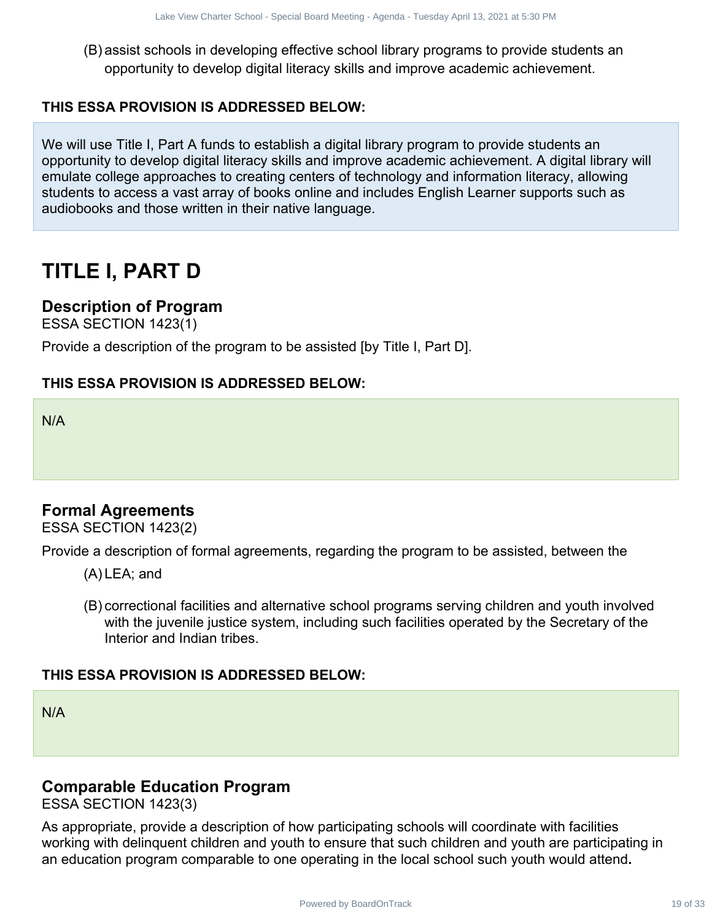(B) assist schools in developing effective school library programs to provide students an opportunity to develop digital literacy skills and improve academic achievement.

**THIS ESSA PROVISION IS ADDRESSED BELOW:**

We will use Title I, Part A funds to establish a digital library program to provide students an opportunity to develop digital literacy skills and improve academic achievement. A digital library will emulate college approaches to creating centers of technology and information literacy, allowing students to access a vast array of books online and includes English Learner supports such as audiobooks and those written in their native language.

# TITLE I, PART D

## Description of Program

ESSA SECTION 1423(1)

Provide a description of the program to be assisted [by Title I, Part D].

**THIS ESSA PROVISION IS ADDRESSED BELOW:**

N/A

## Formal Agreements

ESSA SECTION 1423(2)

Provide a description of formal agreements, regarding the program to be assisted, between the

(A) LEA; and

(B) correctional facilities and alternative school programs serving children and youth involved with the juvenile justice system, including such facilities operated by the Secretary of the Interior and Indian tribes.

**THIS ESSA PROVISION IS ADDRESSED BELOW:**

N/A

## Comparable Education Program

ESSA SECTION 1423(3)

As appropriate, provide a description of how participating schools will coordinate with facilities working with delinquent children and youth to ensure that such children and youth are participating in an education program comparable to one operating in the local school such youth would attend**.**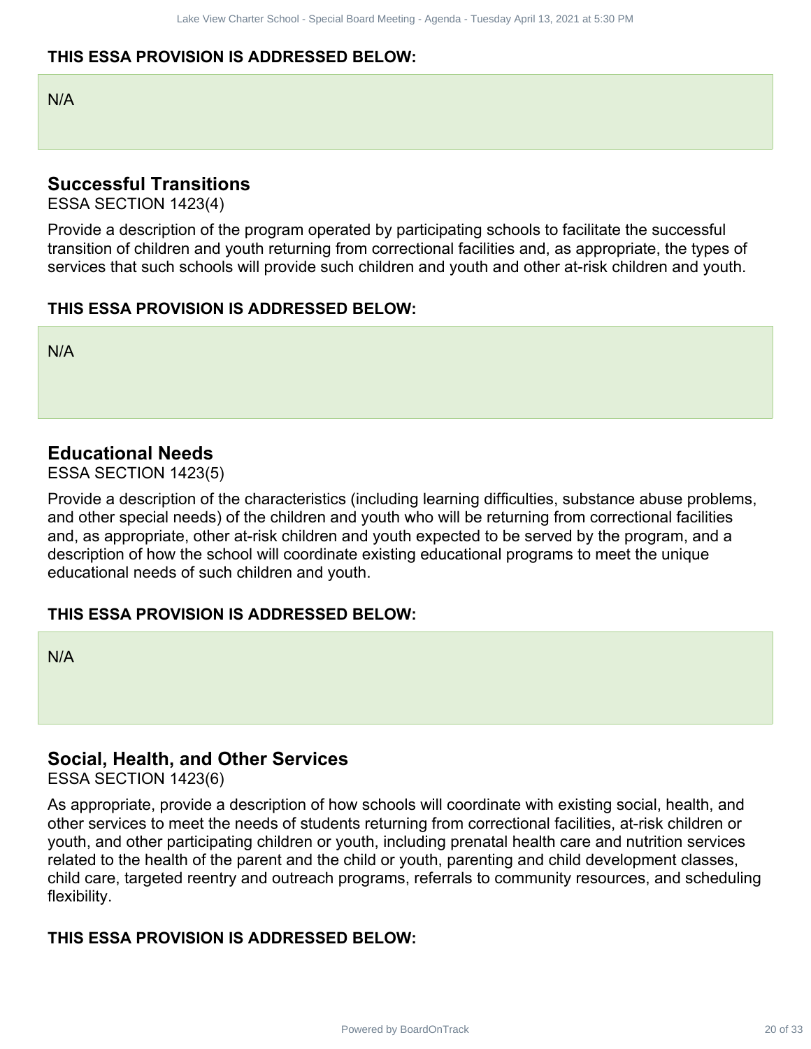**THIS ESSA PROVISION IS ADDRESSED BELOW:**

N/A

## Successful Transitions

ESSA SECTION 1423(4)

Provide a description of the program operated by participating schools to facilitate the successful transition of children and youth returning from correctional facilities and, as appropriate, the types of services that such schools will provide such children and youth and other at-risk children and youth.

**THIS ESSA PROVISION IS ADDRESSED BELOW:**

N/A

## Educational Needs

ESSA SECTION 1423(5)

Provide a description of the characteristics (including learning difficulties, substance abuse problems, and other special needs) of the children and youth who will be returning from correctional facilities and, as appropriate, other at-risk children and youth expected to be served by the program, and a description of how the school will coordinate existing educational programs to meet the unique educational needs of such children and youth.

**THIS ESSA PROVISION IS ADDRESSED BELOW:**

N/A

## Social, Health, and Other Services

ESSA SECTION 1423(6)

As appropriate, provide a description of how schools will coordinate with existing social, health, and other services to meet the needs of students returning from correctional facilities, at-risk children or youth, and other participating children or youth, including prenatal health care and nutrition services related to the health of the parent and the child or youth, parenting and child development classes, child care, targeted reentry and outreach programs, referrals to community resources, and scheduling flexibility.

**THIS ESSA PROVISION IS ADDRESSED BELOW:**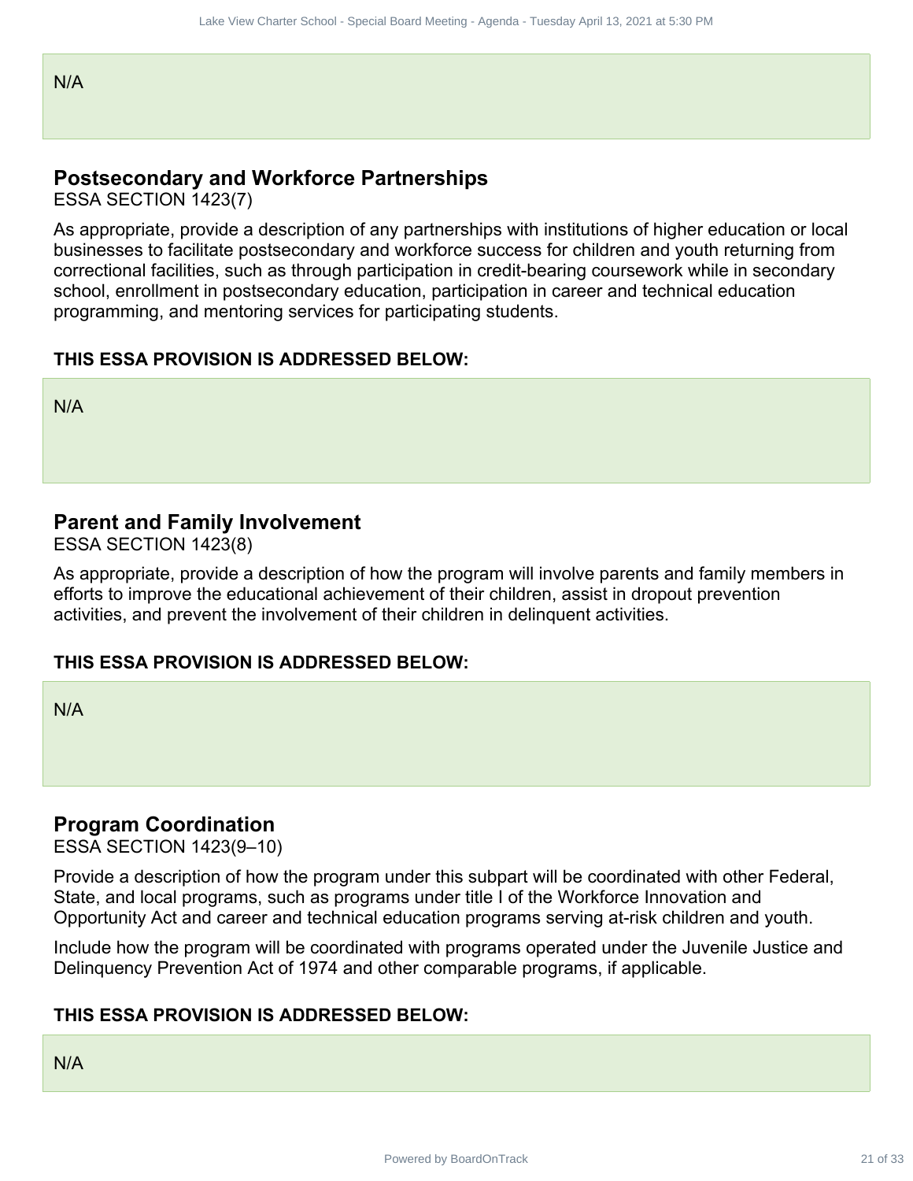N/A

## Postsecondary and Workforce Partnerships

ESSA SECTION 1423(7)

As appropriate, provide a description of any partnerships with institutions of higher education or local businesses to facilitate postsecondary and workforce success for children and youth returning from correctional facilities, such as through participation in credit-bearing coursework while in secondary school, enrollment in postsecondary education, participation in career and technical education programming, and mentoring services for participating students.

**THIS ESSA PROVISION IS ADDRESSED BELOW:**

N/A

## Parent and Family Involvement

ESSA SECTION 1423(8)

As appropriate, provide a description of how the program will involve parents and family members in efforts to improve the educational achievement of their children, assist in dropout prevention activities, and prevent the involvement of their children in delinquent activities.

**THIS ESSA PROVISION IS ADDRESSED BELOW:**

N/A

## Program Coordination

ESSA SECTION 1423(9–10)

Provide a description of how the program under this subpart will be coordinated with other Federal, State, and local programs, such as programs under title I of the Workforce Innovation and Opportunity Act and career and technical education programs serving at-risk children and youth.

Include how the program will be coordinated with programs operated under the Juvenile Justice and Delinquency Prevention Act of 1974 and other comparable programs, if applicable.

**THIS ESSA PROVISION IS ADDRESSED BELOW:**

N/A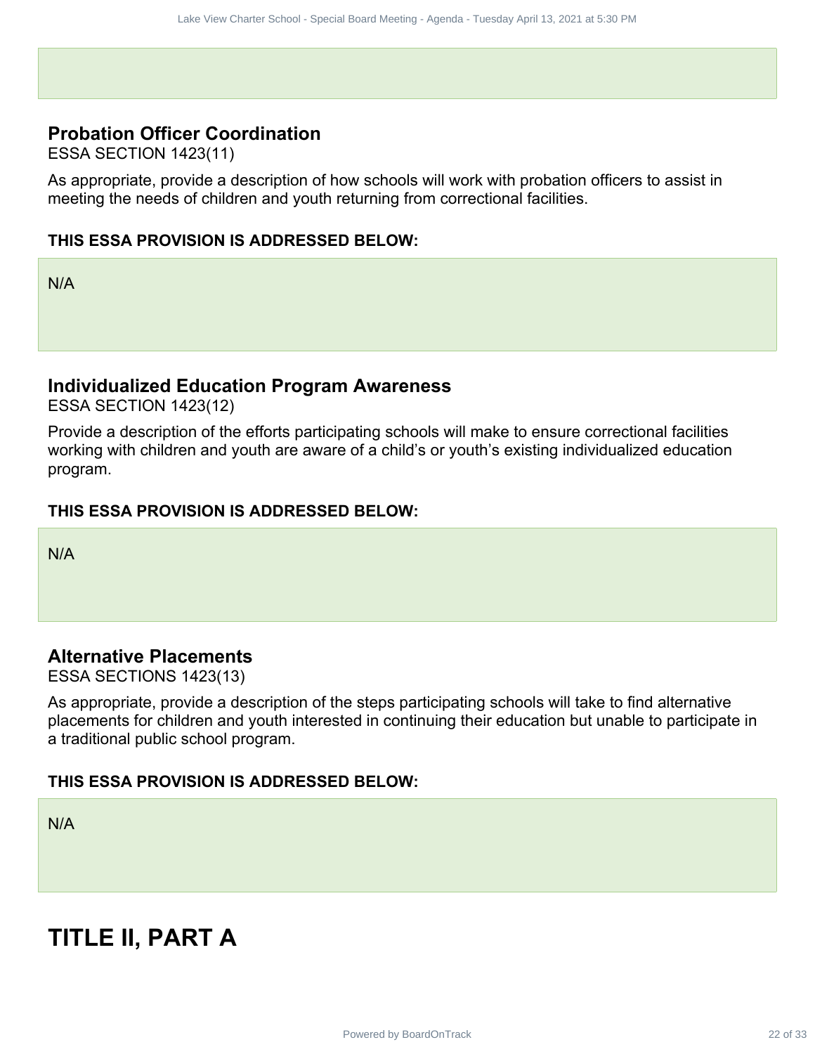## Probation Officer Coordination

ESSA SECTION 1423(11)

As appropriate, provide a description of how schools will work with probation officers to assist in meeting the needs of children and youth returning from correctional facilities.

**THIS ESSA PROVISION IS ADDRESSED BELOW:**

N/A

## Individualized Education Program Awareness

ESSA SECTION 1423(12)

Provide a description of the efforts participating schools will make to ensure correctional facilities working with children and youth are aware of a child's or youth's existing individualized education program.

**THIS ESSA PROVISION IS ADDRESSED BELOW:**

N/A

## Alternative Placements

ESSA SECTIONS 1423(13)

As appropriate, provide a description of the steps participating schools will take to find alternative placements for children and youth interested in continuing their education but unable to participate in a traditional public school program.

**THIS ESSA PROVISION IS ADDRESSED BELOW:**

N/A

# TITLE II, PART A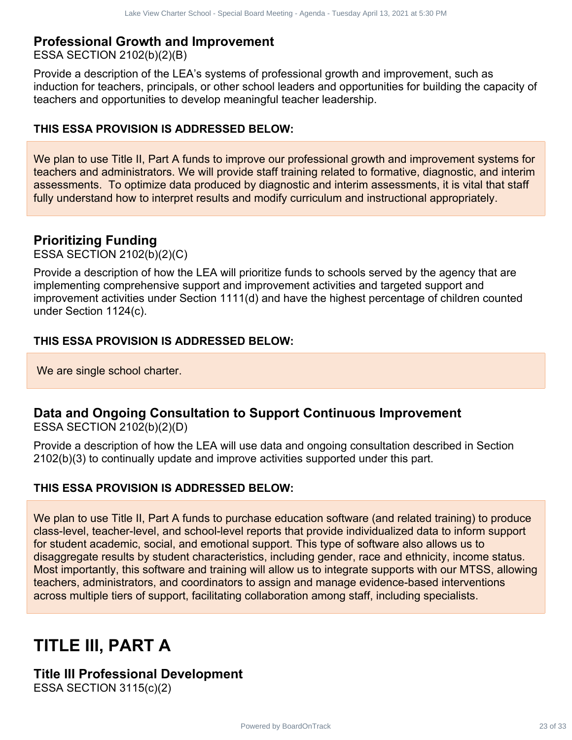### Professional Growth and Improvement

ESSA SECTION 2102(b)(2)(B)

Provide a description of the LEA's systems of professional growth and improvement, such as induction for teachers, principals, or other school leaders and opportunities for building the capacity of teachers and opportunities to develop meaningful teacher leadership.

**THIS ESSA PROVISION IS ADDRESSED BELOW:**

We plan to use Title II, Part A funds to improve our professional growth and improvement systems for teachers and administrators. We will provide staff training related to formative, diagnostic, and interim assessments. To optimize data produced by diagnostic and interim assessments, it is vital that staff fully understand how to interpret results and modify curriculum and instructional appropriately.

### Prioritizing Funding

ESSA SECTION 2102(b)(2)(C)

Provide a description of how the LEA will prioritize funds to schools served by the agency that are implementing comprehensive support and improvement activities and targeted support and improvement activities under Section 1111(d) and have the highest percentage of children counted under Section 1124(c).

**THIS ESSA PROVISION IS ADDRESSED BELOW:**

We are single school charter.

### Data and Ongoing Consultation to Support Continuous Improvement

ESSA SECTION 2102(b)(2)(D)

Provide a description of how the LEA will use data and ongoing consultation described in Section 2102(b)(3) to continually update and improve activities supported under this part.

**THIS ESSA PROVISION IS ADDRESSED BELOW:**

We plan to use Title II, Part A funds to purchase education software (and related training) to produce class-level, teacher-level, and school-level reports that provide individualized data to inform support for student academic, social, and emotional support. This type of software also allows us to disaggregate results by student characteristics, including gender, race and ethnicity, income status. Most importantly, this software and training will allow us to integrate supports with our MTSS, allowing teachers, administrators, and coordinators to assign and manage evidence-based interventions across multiple tiers of support, facilitating collaboration among staff, including specialists.

# TITLE III, PART A

### Title III Professional Development

ESSA SECTION 3115(c)(2)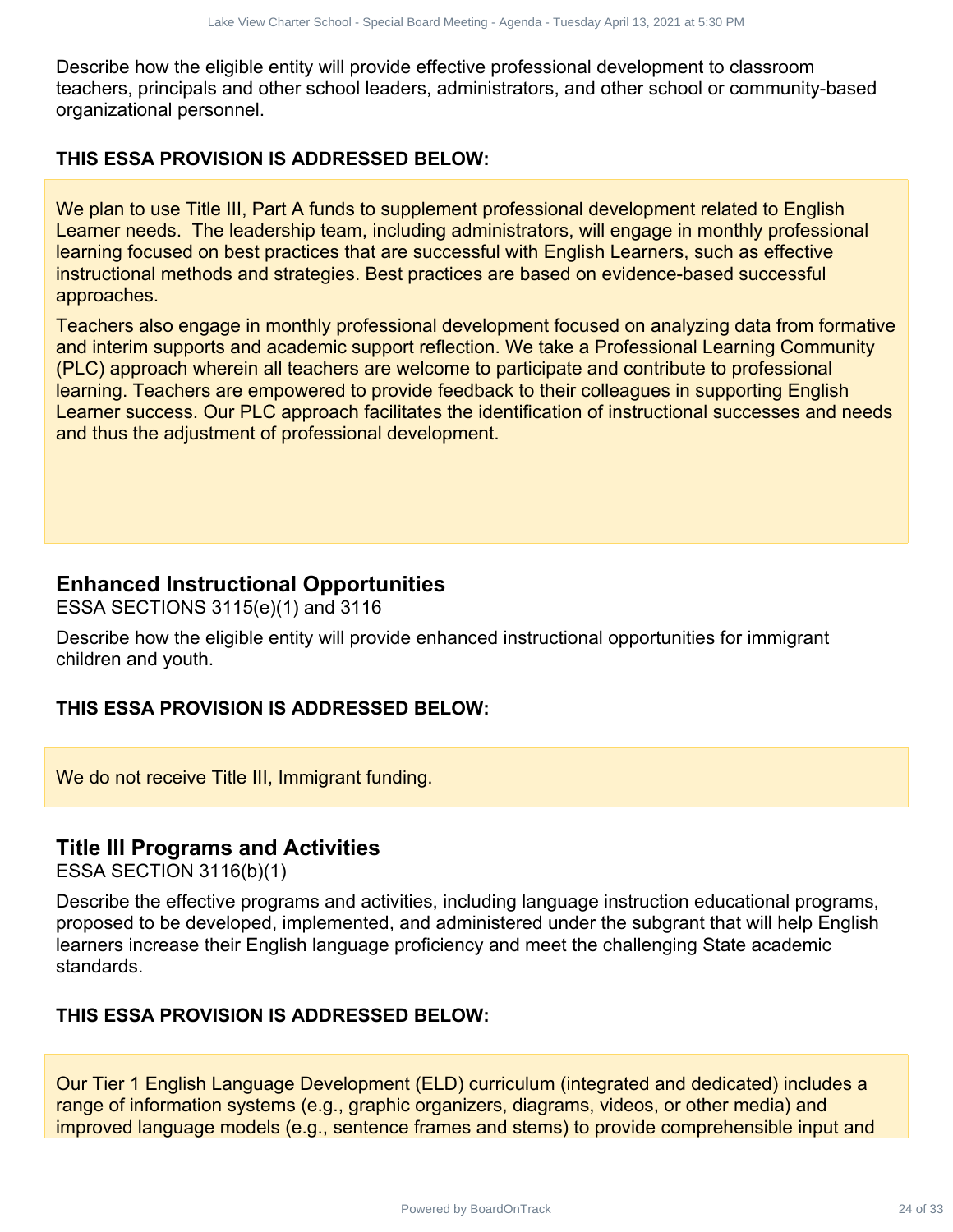Describe how the eligible entity will provide effective professional development to classroom teachers, principals and other school leaders, administrators, and other school or community-based organizational personnel.

**THIS ESSA PROVISION IS ADDRESSED BELOW:**

We plan to use Title III, Part A funds to supplement professional development related to English Learner needs. The leadership team, including administrators, will engage in monthly professional learning focused on best practices that are successful with English Learners, such as effective instructional methods and strategies. Best practices are based on evidence-based successful approaches.

Teachers also engage in monthly professional development focused on analyzing data from formative and interim supports and academic support reflection. We take a Professional Learning Community (PLC) approach wherein all teachers are welcome to participate and contribute to professional learning. Teachers are empowered to provide feedback to their colleagues in supporting English Learner success. Our PLC approach facilitates the identification of instructional successes and needs and thus the adjustment of professional development.

## Enhanced Instructional Opportunities

ESSA SECTIONS 3115(e)(1) and 3116

Describe how the eligible entity will provide enhanced instructional opportunities for immigrant children and youth.

**THIS ESSA PROVISION IS ADDRESSED BELOW:**

We do not receive Title III, Immigrant funding.

## Title III Programs and Activities

ESSA SECTION 3116(b)(1)

Describe the effective programs and activities, including language instruction educational programs, proposed to be developed, implemented, and administered under the subgrant that will help English learners increase their English language proficiency and meet the challenging State academic standards.

**THIS ESSA PROVISION IS ADDRESSED BELOW:**

Our Tier 1 English Language Development (ELD) curriculum (integrated and dedicated) includes a range of information systems (e.g., graphic organizers, diagrams, videos, or other media) and improved language models (e.g., sentence frames and stems) to provide comprehensible input and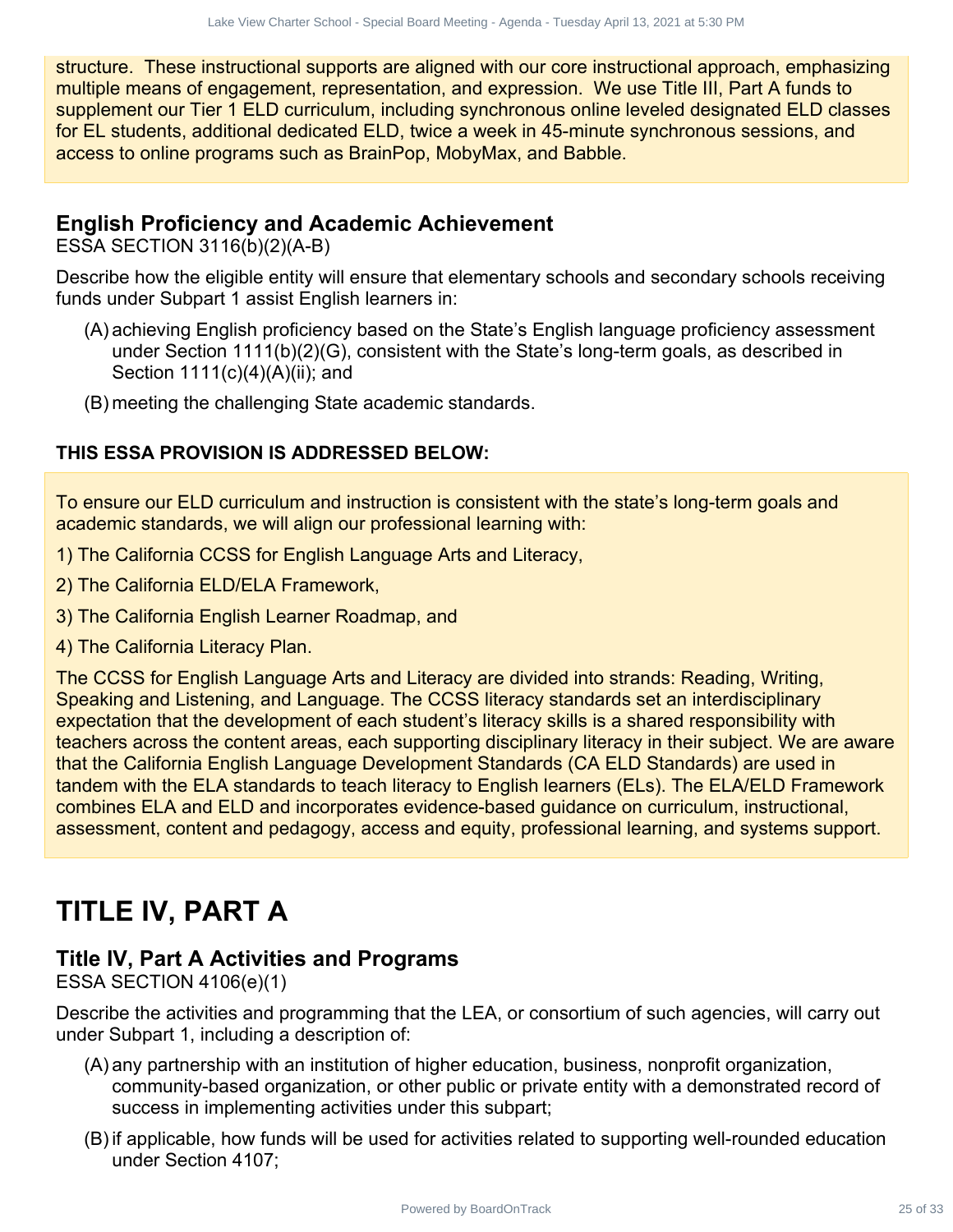structure. These instructional supports are aligned with our core instructional approach, emphasizing multiple means of engagement, representation, and expression. We use Title III, Part A funds to supplement our Tier 1 ELD curriculum, including synchronous online leveled designated ELD classes for EL students, additional dedicated ELD, twice a week in 45-minute synchronous sessions, and access to online programs such as BrainPop, MobyMax, and Babble.

### English Proficiency and Academic Achievement

ESSA SECTION 3116(b)(2)(A-B)

Describe how the eligible entity will ensure that elementary schools and secondary schools receiving funds under Subpart 1 assist English learners in:

(A) achieving English proficiency based on the State's English language proficiency assessment under Section 1111(b)(2)(G), consistent with the State's long-term goals, as described in Section 1111(c)(4)(A)(ii); and

(B) meeting the challenging State academic standards.

**THIS ESSA PROVISION IS ADDRESSED BELOW:**

To ensure our ELD curriculum and instruction is consistent with the state's long-term goals and academic standards, we will align our professional learning with:

1) The California CCSS for English Language Arts and Literacy,

2) The California ELD/ELA Framework,

3) The California English Learner Roadmap, and

4) The California Literacy Plan.

The CCSS for English Language Arts and Literacy are divided into strands: Reading, Writing, Speaking and Listening, and Language. The CCSS literacy standards set an interdisciplinary expectation that the development of each student's literacy skills is a shared responsibility with teachers across the content areas, each supporting disciplinary literacy in their subject. We are aware that the California English Language Development Standards (CA ELD Standards) are used in tandem with the ELA standards to teach literacy to English learners (ELs). The ELA/ELD Framework combines ELA and ELD and incorporates evidence-based guidance on curriculum, instructional, assessment, content and pedagogy, access and equity, professional learning, and systems support.

# TITLE IV, PART A

### Title IV, Part A Activities and Programs

ESSA SECTION 4106(e)(1)

Describe the activities and programming that the LEA, or consortium of such agencies, will carry out under Subpart 1, including a description of:

(A) any partnership with an institution of higher education, business, nonprofit organization, community-based organization, or other public or private entity with a demonstrated record of success in implementing activities under this subpart;

(B) if applicable, how funds will be used for activities related to supporting well-rounded education under Section 4107;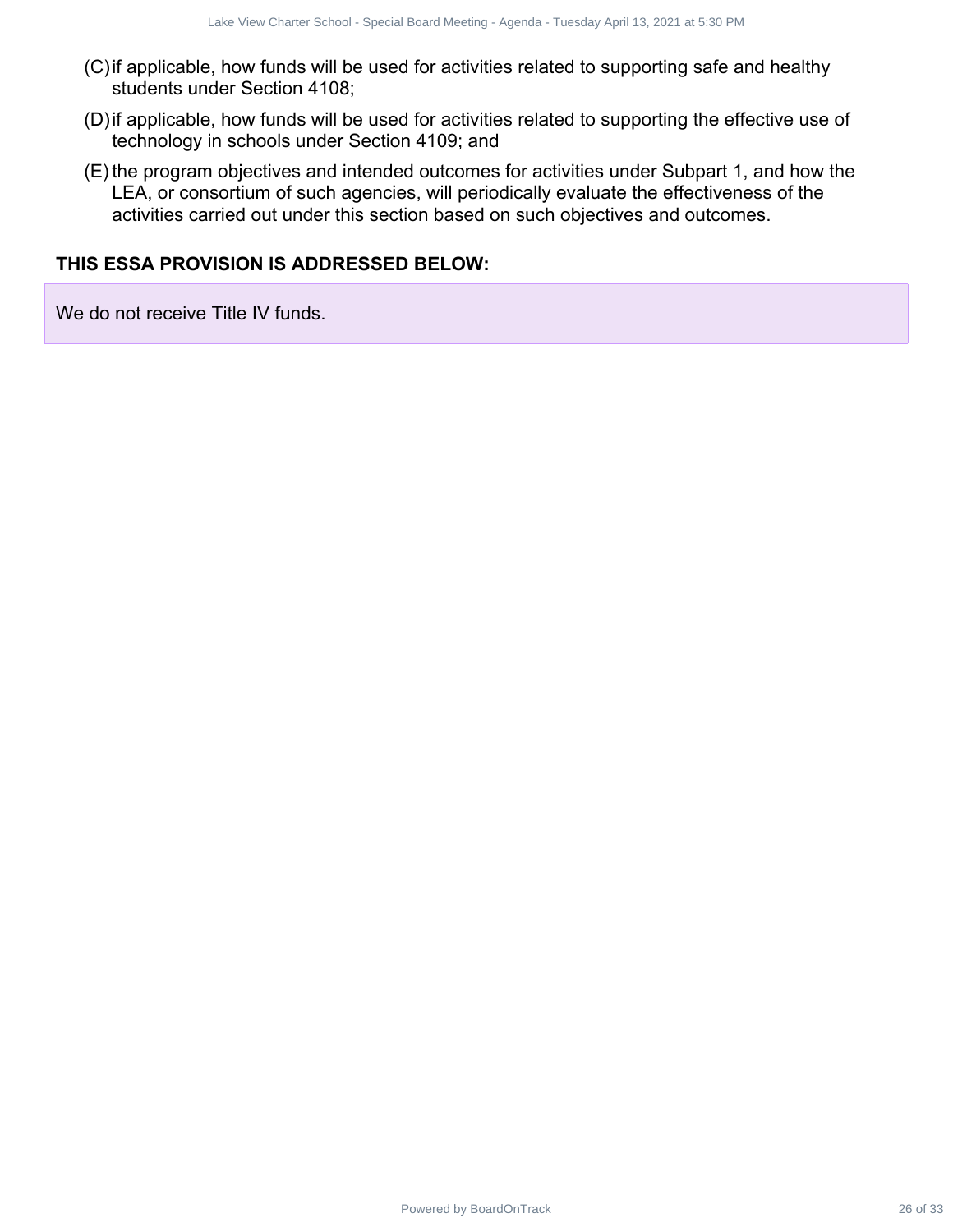(C) if applicable, how funds will be used for activities related to supporting safe and healthy students under Section 4108;

(D) if applicable, how funds will be used for activities related to supporting the effective use of technology in schools under Section 4109; and

(E) the program objectives and intended outcomes for activities under Subpart 1, and how the LEA, or consortium of such agencies, will periodically evaluate the effectiveness of the activities carried out under this section based on such objectives and outcomes.

**THIS ESSA PROVISION IS ADDRESSED BELOW:**

We do not receive Title IV funds.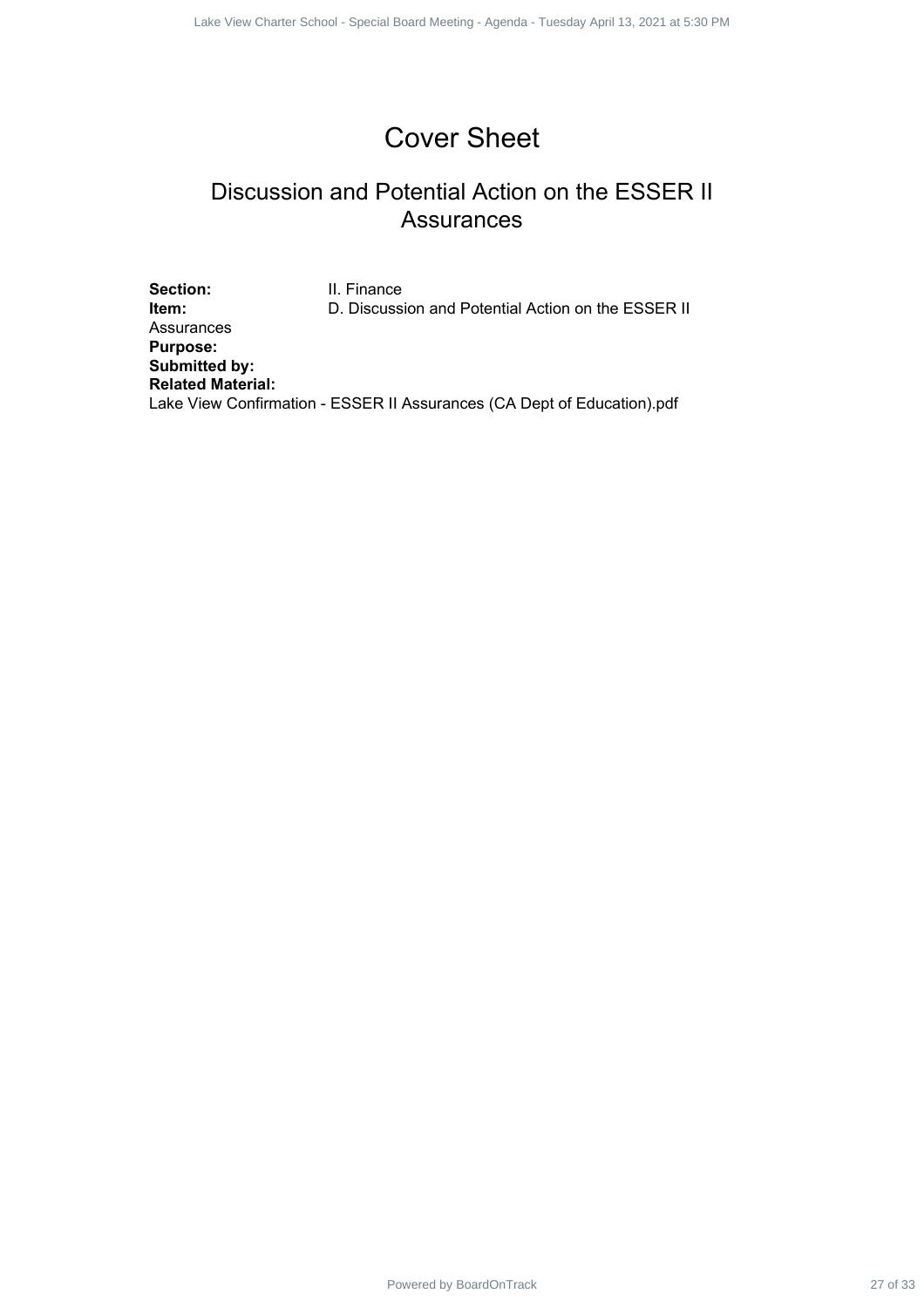# Cover Sheet

## Discussion and Potential Action on the ESSER II Assurances

**Section:** II. Finance
**Item:** D. Discussion and Potential Action on the ESSER II Assurances
**Purpose:**
**Submitted by:**
**Related Material:**
Lake View Confirmation - ESSER II Assurances (CA Dept of Education).pdf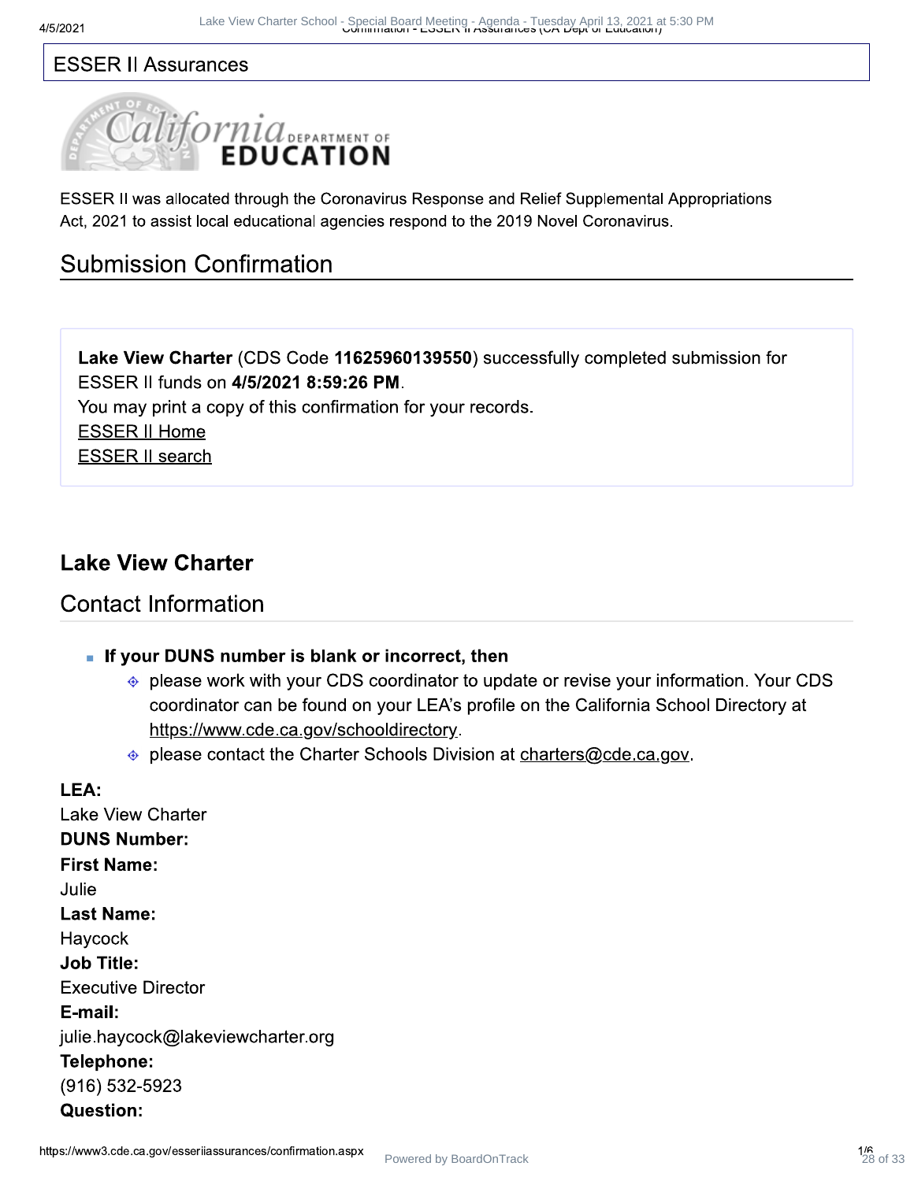## ESSER II Assurances

ESSER II was allocated through the Coronavirus Response and Relief Supplemental Appropriations Act, 2021 to assist local educational agencies respond to the 2019 Novel Coronavirus.

## Submission Confirmation

**Lake View Charter** (CDS Code **11625960139550**) successfully completed submission for ESSER II funds on **4/5/2021 8:59:26 PM**.
You may print a copy of this confirmation for your records.
ESSER II Home
ESSER II search

### Lake View Charter

## Contact Information

- **If your DUNS number is blank or incorrect, then**
  - please work with your CDS coordinator to update or revise your information. Your CDS coordinator can be found on your LEA's profile on the California School Directory at https://www.cde.ca.gov/schooldirectory.
  - please contact the Charter Schools Division at charters@cde.ca.gov.

**LEA:**
Lake View Charter
**DUNS Number:**
**First Name:**
Julie
**Last Name:**
Haycock
**Job Title:**
Executive Director
**E-mail:**
julie.haycock@lakeviewcharter.org
**Telephone:**
(916) 532-5923
**Question:**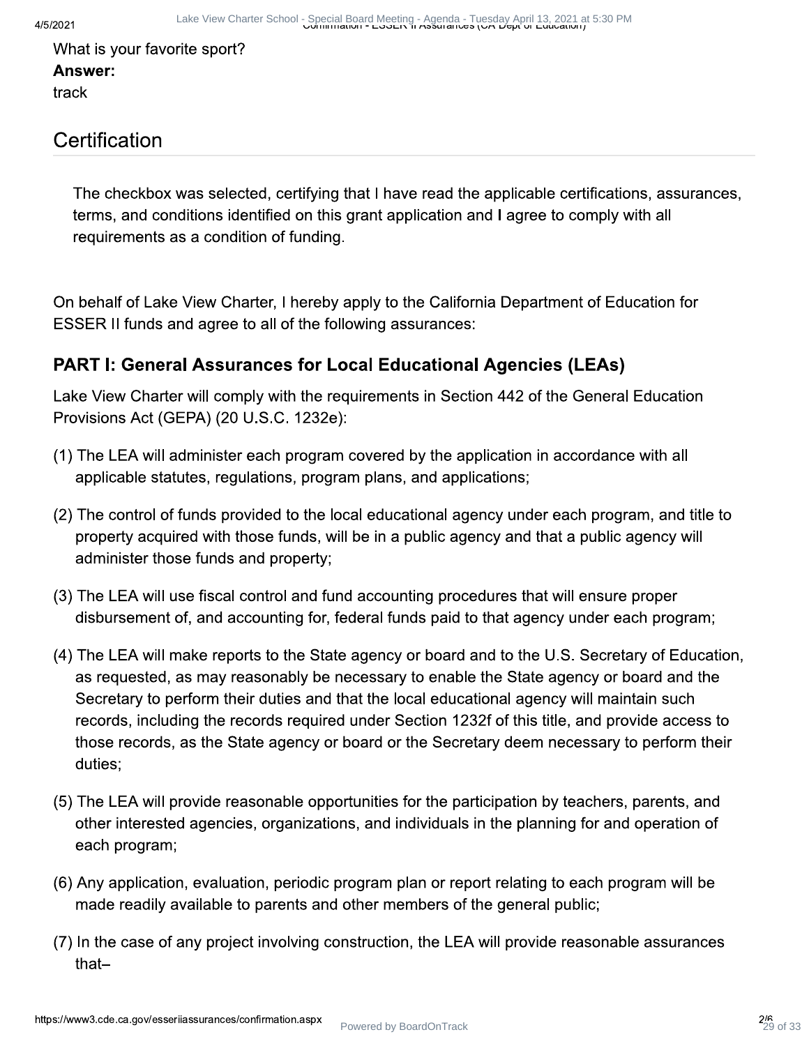What is your favorite sport?
**Answer:**
track

## Certification

The checkbox was selected, certifying that I have read the applicable certifications, assurances, terms, and conditions identified on this grant application and I agree to comply with all requirements as a condition of funding.

On behalf of Lake View Charter, I hereby apply to the California Department of Education for ESSER II funds and agree to all of the following assurances:

### PART I: General Assurances for Local Educational Agencies (LEAs)

Lake View Charter will comply with the requirements in Section 442 of the General Education Provisions Act (GEPA) (20 U.S.C. 1232e):

(1) The LEA will administer each program covered by the application in accordance with all applicable statutes, regulations, program plans, and applications;

(2) The control of funds provided to the local educational agency under each program, and title to property acquired with those funds, will be in a public agency and that a public agency will administer those funds and property;

(3) The LEA will use fiscal control and fund accounting procedures that will ensure proper disbursement of, and accounting for, federal funds paid to that agency under each program;

(4) The LEA will make reports to the State agency or board and to the U.S. Secretary of Education, as requested, as may reasonably be necessary to enable the State agency or board and the Secretary to perform their duties and that the local educational agency will maintain such records, including the records required under Section 1232f of this title, and provide access to those records, as the State agency or board or the Secretary deem necessary to perform their duties;

(5) The LEA will provide reasonable opportunities for the participation by teachers, parents, and other interested agencies, organizations, and individuals in the planning for and operation of each program;

(6) Any application, evaluation, periodic program plan or report relating to each program will be made readily available to parents and other members of the general public;

(7) In the case of any project involving construction, the LEA will provide reasonable assurances that–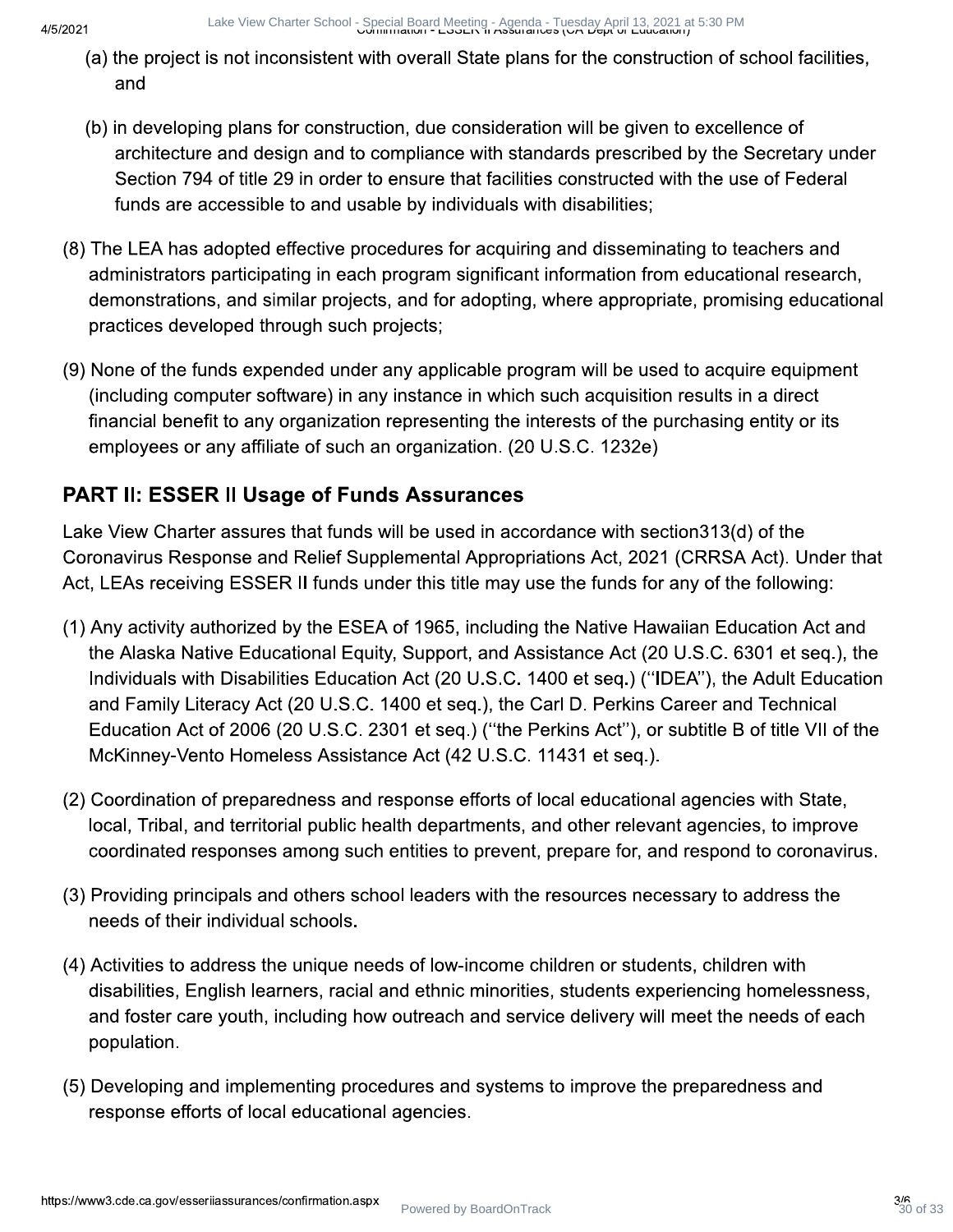(a) the project is not inconsistent with overall State plans for the construction of school facilities, and

(b) in developing plans for construction, due consideration will be given to excellence of architecture and design and to compliance with standards prescribed by the Secretary under Section 794 of title 29 in order to ensure that facilities constructed with the use of Federal funds are accessible to and usable by individuals with disabilities;

(8) The LEA has adopted effective procedures for acquiring and disseminating to teachers and administrators participating in each program significant information from educational research, demonstrations, and similar projects, and for adopting, where appropriate, promising educational practices developed through such projects;

(9) None of the funds expended under any applicable program will be used to acquire equipment (including computer software) in any instance in which such acquisition results in a direct financial benefit to any organization representing the interests of the purchasing entity or its employees or any affiliate of such an organization. (20 U.S.C. 1232e)

## PART II: ESSER II Usage of Funds Assurances

Lake View Charter assures that funds will be used in accordance with section313(d) of the Coronavirus Response and Relief Supplemental Appropriations Act, 2021 (CRRSA Act). Under that Act, LEAs receiving ESSER II funds under this title may use the funds for any of the following:

(1) Any activity authorized by the ESEA of 1965, including the Native Hawaiian Education Act and the Alaska Native Educational Equity, Support, and Assistance Act (20 U.S.C. 6301 et seq.), the Individuals with Disabilities Education Act (20 U.S.C. 1400 et seq.) (''IDEA''), the Adult Education and Family Literacy Act (20 U.S.C. 1400 et seq.), the Carl D. Perkins Career and Technical Education Act of 2006 (20 U.S.C. 2301 et seq.) (''the Perkins Act''), or subtitle B of title VII of the McKinney-Vento Homeless Assistance Act (42 U.S.C. 11431 et seq.).

(2) Coordination of preparedness and response efforts of local educational agencies with State, local, Tribal, and territorial public health departments, and other relevant agencies, to improve coordinated responses among such entities to prevent, prepare for, and respond to coronavirus.

(3) Providing principals and others school leaders with the resources necessary to address the needs of their individual schools.

(4) Activities to address the unique needs of low-income children or students, children with disabilities, English learners, racial and ethnic minorities, students experiencing homelessness, and foster care youth, including how outreach and service delivery will meet the needs of each population.

(5) Developing and implementing procedures and systems to improve the preparedness and response efforts of local educational agencies.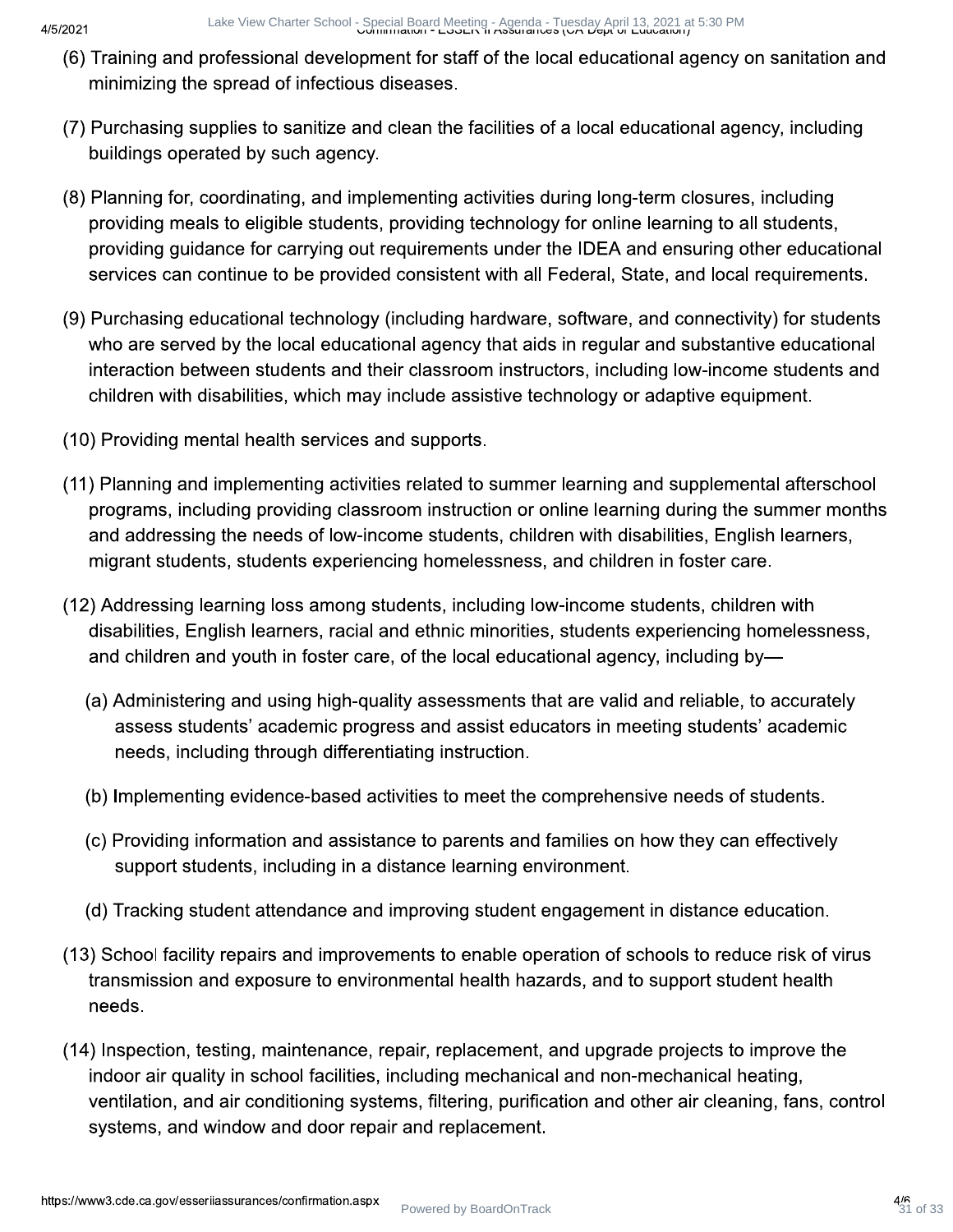(6) Training and professional development for staff of the local educational agency on sanitation and minimizing the spread of infectious diseases.

(7) Purchasing supplies to sanitize and clean the facilities of a local educational agency, including buildings operated by such agency.

(8) Planning for, coordinating, and implementing activities during long-term closures, including providing meals to eligible students, providing technology for online learning to all students, providing guidance for carrying out requirements under the IDEA and ensuring other educational services can continue to be provided consistent with all Federal, State, and local requirements.

(9) Purchasing educational technology (including hardware, software, and connectivity) for students who are served by the local educational agency that aids in regular and substantive educational interaction between students and their classroom instructors, including low-income students and children with disabilities, which may include assistive technology or adaptive equipment.

(10) Providing mental health services and supports.

(11) Planning and implementing activities related to summer learning and supplemental afterschool programs, including providing classroom instruction or online learning during the summer months and addressing the needs of low-income students, children with disabilities, English learners, migrant students, students experiencing homelessness, and children in foster care.

(12) Addressing learning loss among students, including low-income students, children with disabilities, English learners, racial and ethnic minorities, students experiencing homelessness, and children and youth in foster care, of the local educational agency, including by—

(a) Administering and using high-quality assessments that are valid and reliable, to accurately assess students' academic progress and assist educators in meeting students' academic needs, including through differentiating instruction.

(b) Implementing evidence-based activities to meet the comprehensive needs of students.

(c) Providing information and assistance to parents and families on how they can effectively support students, including in a distance learning environment.

(d) Tracking student attendance and improving student engagement in distance education.

(13) School facility repairs and improvements to enable operation of schools to reduce risk of virus transmission and exposure to environmental health hazards, and to support student health needs.

(14) Inspection, testing, maintenance, repair, replacement, and upgrade projects to improve the indoor air quality in school facilities, including mechanical and non-mechanical heating, ventilation, and air conditioning systems, filtering, purification and other air cleaning, fans, control systems, and window and door repair and replacement.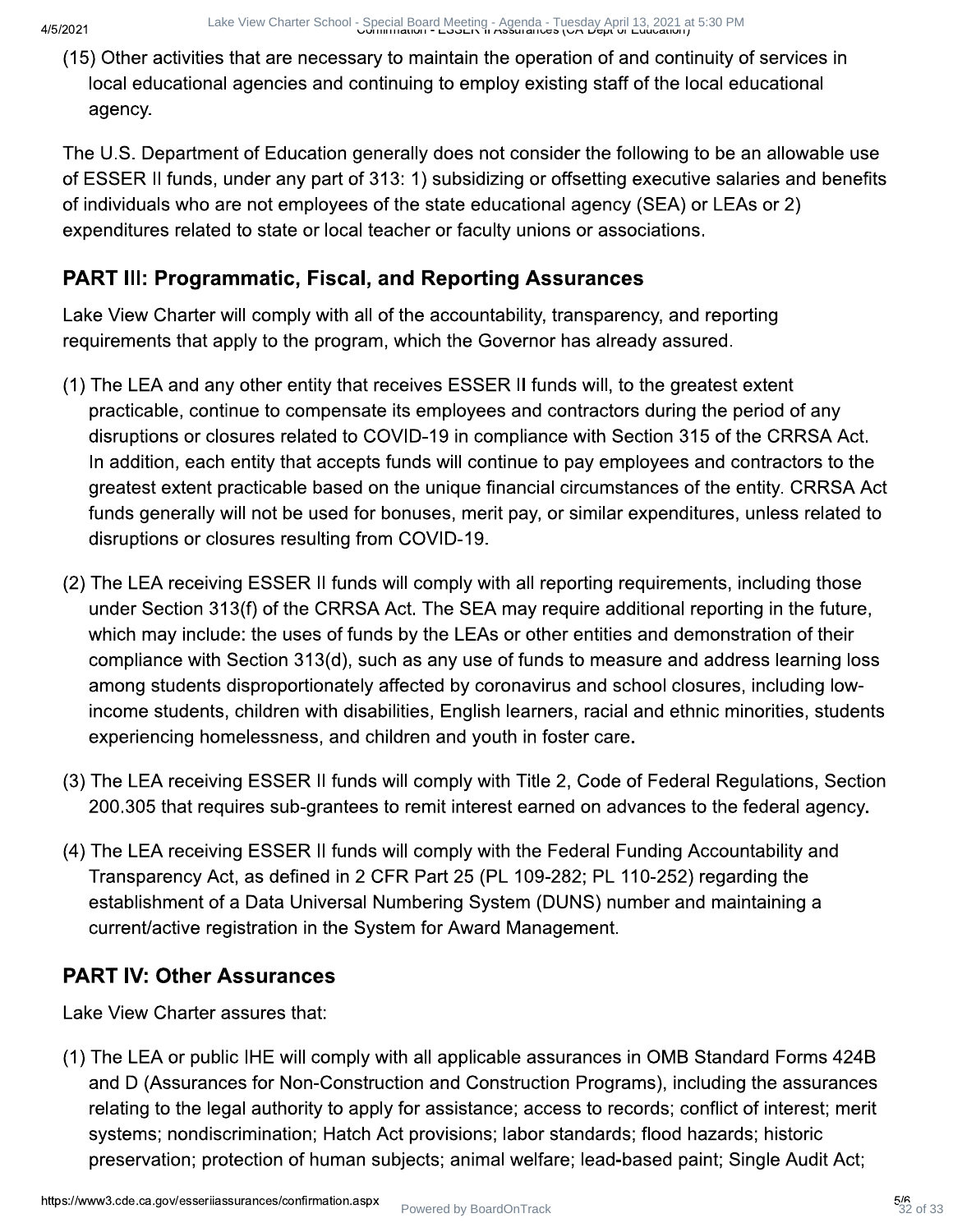(15) Other activities that are necessary to maintain the operation of and continuity of services in local educational agencies and continuing to employ existing staff of the local educational agency.

The U.S. Department of Education generally does not consider the following to be an allowable use of ESSER II funds, under any part of 313: 1) subsidizing or offsetting executive salaries and benefits of individuals who are not employees of the state educational agency (SEA) or LEAs or 2) expenditures related to state or local teacher or faculty unions or associations.

## PART III: Programmatic, Fiscal, and Reporting Assurances

Lake View Charter will comply with all of the accountability, transparency, and reporting requirements that apply to the program, which the Governor has already assured.

(1) The LEA and any other entity that receives ESSER II funds will, to the greatest extent practicable, continue to compensate its employees and contractors during the period of any disruptions or closures related to COVID-19 in compliance with Section 315 of the CRRSA Act. In addition, each entity that accepts funds will continue to pay employees and contractors to the greatest extent practicable based on the unique financial circumstances of the entity. CRRSA Act funds generally will not be used for bonuses, merit pay, or similar expenditures, unless related to disruptions or closures resulting from COVID-19.

(2) The LEA receiving ESSER II funds will comply with all reporting requirements, including those under Section 313(f) of the CRRSA Act. The SEA may require additional reporting in the future, which may include: the uses of funds by the LEAs or other entities and demonstration of their compliance with Section 313(d), such as any use of funds to measure and address learning loss among students disproportionately affected by coronavirus and school closures, including low-income students, children with disabilities, English learners, racial and ethnic minorities, students experiencing homelessness, and children and youth in foster care.

(3) The LEA receiving ESSER II funds will comply with Title 2, Code of Federal Regulations, Section 200.305 that requires sub-grantees to remit interest earned on advances to the federal agency.

(4) The LEA receiving ESSER II funds will comply with the Federal Funding Accountability and Transparency Act, as defined in 2 CFR Part 25 (PL 109-282; PL 110-252) regarding the establishment of a Data Universal Numbering System (DUNS) number and maintaining a current/active registration in the System for Award Management.

## PART IV: Other Assurances

Lake View Charter assures that:

(1) The LEA or public IHE will comply with all applicable assurances in OMB Standard Forms 424B and D (Assurances for Non-Construction and Construction Programs), including the assurances relating to the legal authority to apply for assistance; access to records; conflict of interest; merit systems; nondiscrimination; Hatch Act provisions; labor standards; flood hazards; historic preservation; protection of human subjects; animal welfare; lead-based paint; Single Audit Act;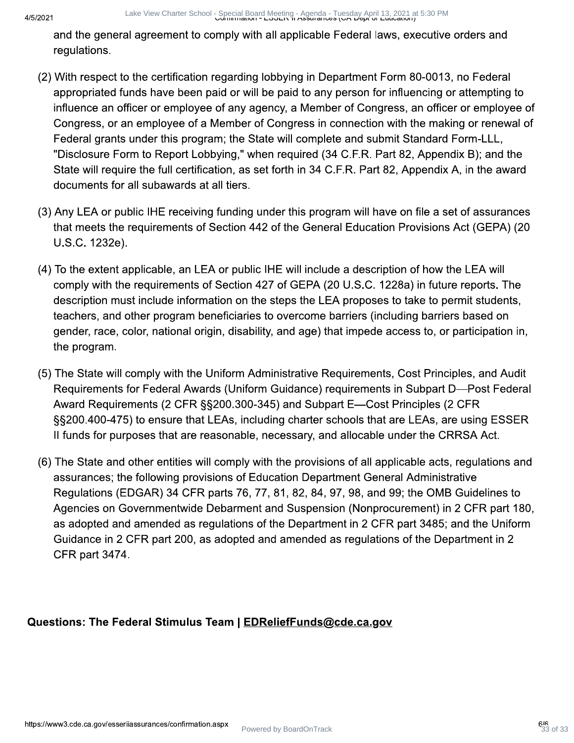and the general agreement to comply with all applicable Federal laws, executive orders and regulations.

(2) With respect to the certification regarding lobbying in Department Form 80-0013, no Federal appropriated funds have been paid or will be paid to any person for influencing or attempting to influence an officer or employee of any agency, a Member of Congress, an officer or employee of Congress, or an employee of a Member of Congress in connection with the making or renewal of Federal grants under this program; the State will complete and submit Standard Form-LLL, "Disclosure Form to Report Lobbying," when required (34 C.F.R. Part 82, Appendix B); and the State will require the full certification, as set forth in 34 C.F.R. Part 82, Appendix A, in the award documents for all subawards at all tiers.

(3) Any LEA or public IHE receiving funding under this program will have on file a set of assurances that meets the requirements of Section 442 of the General Education Provisions Act (GEPA) (20 U.S.C. 1232e).

(4) To the extent applicable, an LEA or public IHE will include a description of how the LEA will comply with the requirements of Section 427 of GEPA (20 U.S.C. 1228a) in future reports. The description must include information on the steps the LEA proposes to take to permit students, teachers, and other program beneficiaries to overcome barriers (including barriers based on gender, race, color, national origin, disability, and age) that impede access to, or participation in, the program.

(5) The State will comply with the Uniform Administrative Requirements, Cost Principles, and Audit Requirements for Federal Awards (Uniform Guidance) requirements in Subpart D—Post Federal Award Requirements (2 CFR §§200.300-345) and Subpart E—Cost Principles (2 CFR §§200.400-475) to ensure that LEAs, including charter schools that are LEAs, are using ESSER II funds for purposes that are reasonable, necessary, and allocable under the CRRSA Act.

(6) The State and other entities will comply with the provisions of all applicable acts, regulations and assurances; the following provisions of Education Department General Administrative Regulations (EDGAR) 34 CFR parts 76, 77, 81, 82, 84, 97, 98, and 99; the OMB Guidelines to Agencies on Governmentwide Debarment and Suspension (Nonprocurement) in 2 CFR part 180, as adopted and amended as regulations of the Department in 2 CFR part 3485; and the Uniform Guidance in 2 CFR part 200, as adopted and amended as regulations of the Department in 2 CFR part 3474.

**Questions: The Federal Stimulus Team | EDReliefFunds@cde.ca.gov**